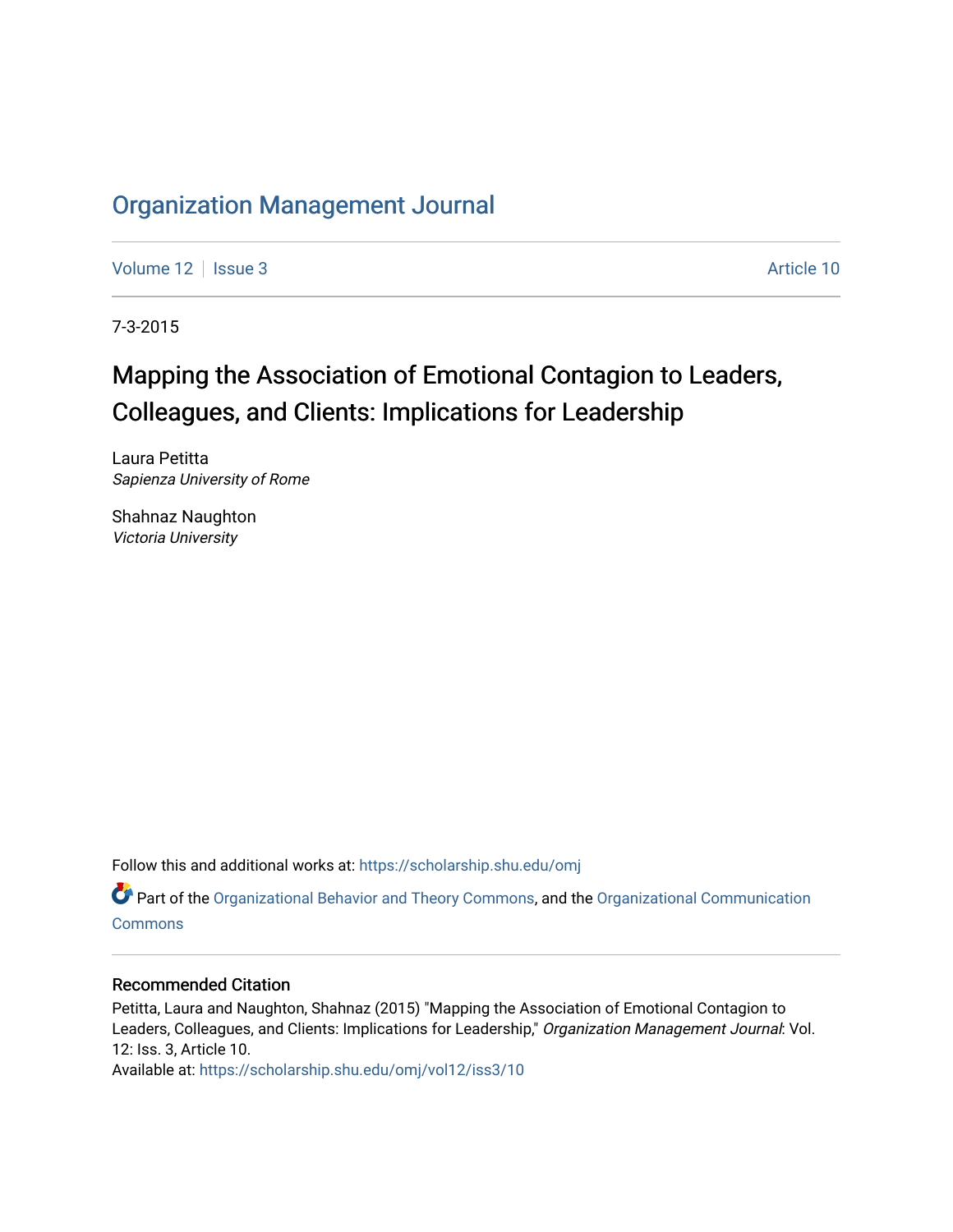# Organization Management Journal

Volume 12 | Issue 3 | Article 10

7-3-2015

## Mapping the Association of Emotional Contagion to Leaders, Colleagues, and Clients: Implications for Leadership

Laura Petitta
*Sapienza University of Rome*

Shahnaz Naughton
*Victoria University*

Follow this and additional works at: https://scholarship.shu.edu/omj

Part of the Organizational Behavior and Theory Commons, and the Organizational Communication Commons

### Recommended Citation

Petitta, Laura and Naughton, Shahnaz (2015) "Mapping the Association of Emotional Contagion to Leaders, Colleagues, and Clients: Implications for Leadership," *Organization Management Journal*: Vol. 12: Iss. 3, Article 10.
Available at: https://scholarship.shu.edu/omj/vol12/iss3/10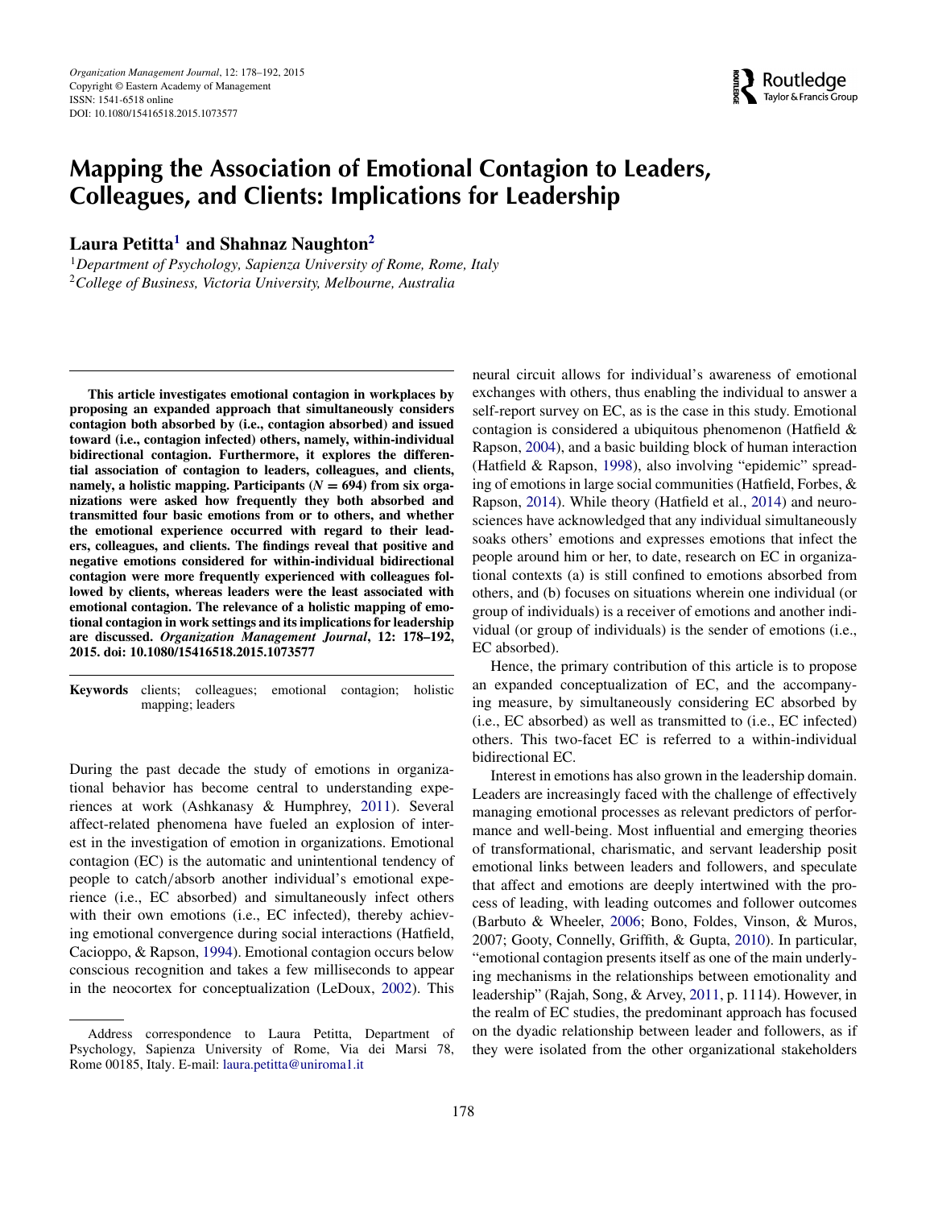# Mapping the Association of Emotional Contagion to Leaders, Colleagues, and Clients: Implications for Leadership

**Laura Petitta**[1] **and Shahnaz Naughton**[2]

[1]*Department of Psychology, Sapienza University of Rome, Rome, Italy*
[2]*College of Business, Victoria University, Melbourne, Australia*

**This article investigates emotional contagion in workplaces by proposing an expanded approach that simultaneously considers contagion both absorbed by (i.e., contagion absorbed) and issued toward (i.e., contagion infected) others, namely, within-individual bidirectional contagion. Furthermore, it explores the differential association of contagion to leaders, colleagues, and clients, namely, a holistic mapping. Participants (*N* = 694) from six organizations were asked how frequently they both absorbed and transmitted four basic emotions from or to others, and whether the emotional experience occurred with regard to their leaders, colleagues, and clients. The findings reveal that positive and negative emotions considered for within-individual bidirectional contagion were more frequently experienced with colleagues followed by clients, whereas leaders were the least associated with emotional contagion. The relevance of a holistic mapping of emotional contagion in work settings and its implications for leadership are discussed. *Organization Management Journal*, 12: 178–192, 2015. doi: 10.1080/15416518.2015.1073577**

**Keywords** clients; colleagues; emotional contagion; holistic mapping; leaders

During the past decade the study of emotions in organizational behavior has become central to understanding experiences at work (Ashkanasy & Humphrey, 2011). Several affect-related phenomena have fueled an explosion of interest in the investigation of emotion in organizations. Emotional contagion (EC) is the automatic and unintentional tendency of people to catch/absorb another individual's emotional experience (i.e., EC absorbed) and simultaneously infect others with their own emotions (i.e., EC infected), thereby achieving emotional convergence during social interactions (Hatfield, Cacioppo, & Rapson, 1994). Emotional contagion occurs below conscious recognition and takes a few milliseconds to appear in the neocortex for conceptualization (LeDoux, 2002). This neural circuit allows for individual's awareness of emotional exchanges with others, thus enabling the individual to answer a self-report survey on EC, as is the case in this study. Emotional contagion is considered a ubiquitous phenomenon (Hatfield & Rapson, 2004), and a basic building block of human interaction (Hatfield & Rapson, 1998), also involving "epidemic" spreading of emotions in large social communities (Hatfield, Forbes, & Rapson, 2014). While theory (Hatfield et al., 2014) and neurosciences have acknowledged that any individual simultaneously soaks others' emotions and expresses emotions that infect the people around him or her, to date, research on EC in organizational contexts (a) is still confined to emotions absorbed from others, and (b) focuses on situations wherein one individual (or group of individuals) is a receiver of emotions and another individual (or group of individuals) is the sender of emotions (i.e., EC absorbed).

Hence, the primary contribution of this article is to propose an expanded conceptualization of EC, and the accompanying measure, by simultaneously considering EC absorbed by (i.e., EC absorbed) as well as transmitted to (i.e., EC infected) others. This two-facet EC is referred to a within-individual bidirectional EC.

Interest in emotions has also grown in the leadership domain. Leaders are increasingly faced with the challenge of effectively managing emotional processes as relevant predictors of performance and well-being. Most influential and emerging theories of transformational, charismatic, and servant leadership posit emotional links between leaders and followers, and speculate that affect and emotions are deeply intertwined with the process of leading, with leading outcomes and follower outcomes (Barbuto & Wheeler, 2006; Bono, Foldes, Vinson, & Muros, 2007; Gooty, Connelly, Griffith, & Gupta, 2010). In particular, "emotional contagion presents itself as one of the main underlying mechanisms in the relationships between emotionality and leadership" (Rajah, Song, & Arvey, 2011, p. 1114). However, in the realm of EC studies, the predominant approach has focused on the dyadic relationship between leader and followers, as if they were isolated from the other organizational stakeholders

Address correspondence to Laura Petitta, Department of Psychology, Sapienza University of Rome, Via dei Marsi 78, Rome 00185, Italy. E-mail: laura.petitta@uniroma1.it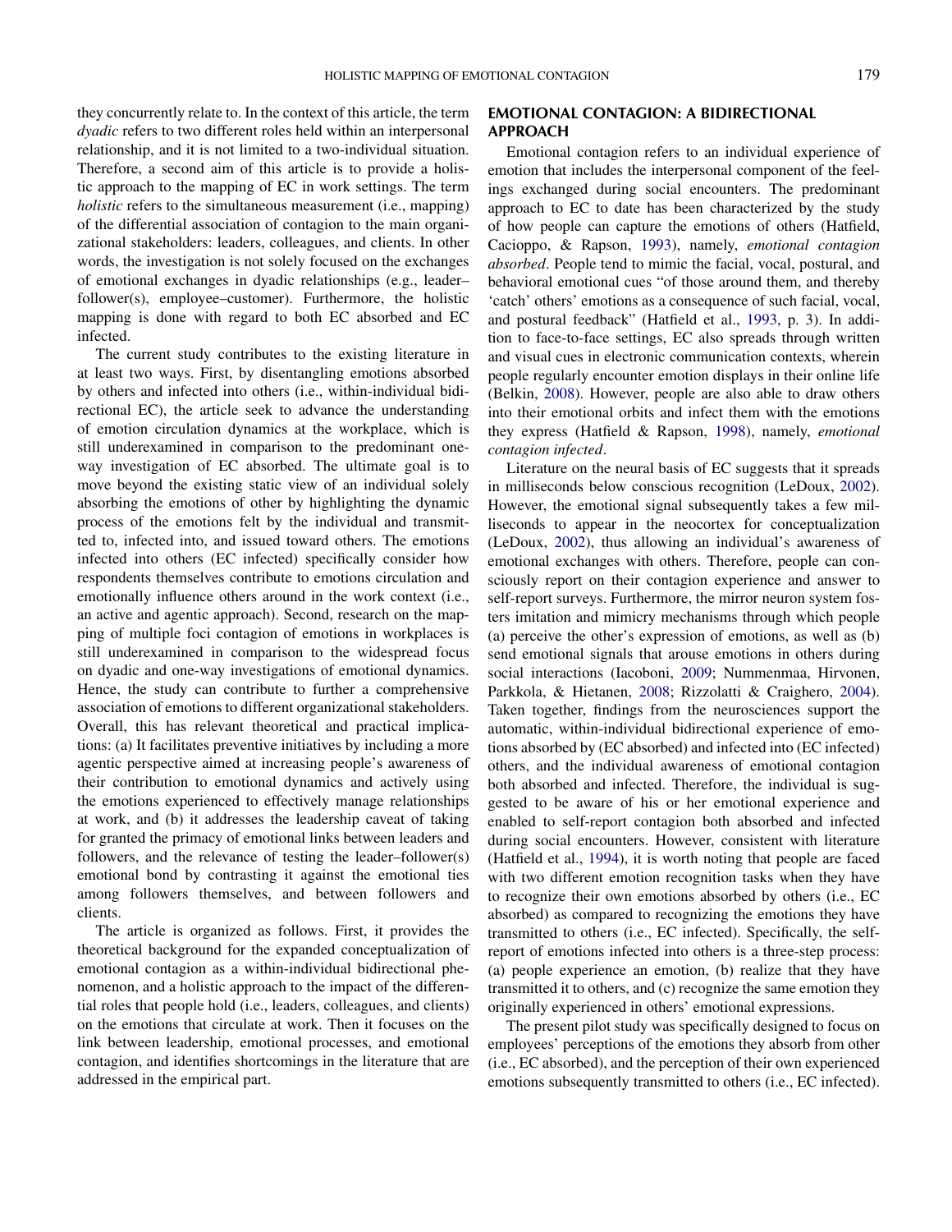they concurrently relate to. In the context of this article, the term *dyadic* refers to two different roles held within an interpersonal relationship, and it is not limited to a two-individual situation. Therefore, a second aim of this article is to provide a holistic approach to the mapping of EC in work settings. The term *holistic* refers to the simultaneous measurement (i.e., mapping) of the differential association of contagion to the main organizational stakeholders: leaders, colleagues, and clients. In other words, the investigation is not solely focused on the exchanges of emotional exchanges in dyadic relationships (e.g., leader–follower(s), employee–customer). Furthermore, the holistic mapping is done with regard to both EC absorbed and EC infected.

The current study contributes to the existing literature in at least two ways. First, by disentangling emotions absorbed by others and infected into others (i.e., within-individual bidirectional EC), the article seek to advance the understanding of emotion circulation dynamics at the workplace, which is still underexamined in comparison to the predominant one-way investigation of EC absorbed. The ultimate goal is to move beyond the existing static view of an individual solely absorbing the emotions of other by highlighting the dynamic process of the emotions felt by the individual and transmitted to, infected into, and issued toward others. The emotions infected into others (EC infected) specifically consider how respondents themselves contribute to emotions circulation and emotionally influence others around in the work context (i.e., an active and agentic approach). Second, research on the mapping of multiple foci contagion of emotions in workplaces is still underexamined in comparison to the widespread focus on dyadic and one-way investigations of emotional dynamics. Hence, the study can contribute to further a comprehensive association of emotions to different organizational stakeholders. Overall, this has relevant theoretical and practical implications: (a) It facilitates preventive initiatives by including a more agentic perspective aimed at increasing people's awareness of their contribution to emotional dynamics and actively using the emotions experienced to effectively manage relationships at work, and (b) it addresses the leadership caveat of taking for granted the primacy of emotional links between leaders and followers, and the relevance of testing the leader–follower(s) emotional bond by contrasting it against the emotional ties among followers themselves, and between followers and clients.

The article is organized as follows. First, it provides the theoretical background for the expanded conceptualization of emotional contagion as a within-individual bidirectional phenomenon, and a holistic approach to the impact of the differential roles that people hold (i.e., leaders, colleagues, and clients) on the emotions that circulate at work. Then it focuses on the link between leadership, emotional processes, and emotional contagion, and identifies shortcomings in the literature that are addressed in the empirical part.

## EMOTIONAL CONTAGION: A BIDIRECTIONAL APPROACH

Emotional contagion refers to an individual experience of emotion that includes the interpersonal component of the feelings exchanged during social encounters. The predominant approach to EC to date has been characterized by the study of how people can capture the emotions of others (Hatfield, Cacioppo, & Rapson, 1993), namely, *emotional contagion absorbed*. People tend to mimic the facial, vocal, postural, and behavioral emotional cues "of those around them, and thereby 'catch' others' emotions as a consequence of such facial, vocal, and postural feedback" (Hatfield et al., 1993, p. 3). In addition to face-to-face settings, EC also spreads through written and visual cues in electronic communication contexts, wherein people regularly encounter emotion displays in their online life (Belkin, 2008). However, people are also able to draw others into their emotional orbits and infect them with the emotions they express (Hatfield & Rapson, 1998), namely, *emotional contagion infected*.

Literature on the neural basis of EC suggests that it spreads in milliseconds below conscious recognition (LeDoux, 2002). However, the emotional signal subsequently takes a few milliseconds to appear in the neocortex for conceptualization (LeDoux, 2002), thus allowing an individual's awareness of emotional exchanges with others. Therefore, people can consciously report on their contagion experience and answer to self-report surveys. Furthermore, the mirror neuron system fosters imitation and mimicry mechanisms through which people (a) perceive the other's expression of emotions, as well as (b) send emotional signals that arouse emotions in others during social interactions (Iacoboni, 2009; Nummenmaa, Hirvonen, Parkkola, & Hietanen, 2008; Rizzolatti & Craighero, 2004). Taken together, findings from the neurosciences support the automatic, within-individual bidirectional experience of emotions absorbed by (EC absorbed) and infected into (EC infected) others, and the individual awareness of emotional contagion both absorbed and infected. Therefore, the individual is suggested to be aware of his or her emotional experience and enabled to self-report contagion both absorbed and infected during social encounters. However, consistent with literature (Hatfield et al., 1994), it is worth noting that people are faced with two different emotion recognition tasks when they have to recognize their own emotions absorbed by others (i.e., EC absorbed) as compared to recognizing the emotions they have transmitted to others (i.e., EC infected). Specifically, the self-report of emotions infected into others is a three-step process: (a) people experience an emotion, (b) realize that they have transmitted it to others, and (c) recognize the same emotion they originally experienced in others' emotional expressions.

The present pilot study was specifically designed to focus on employees' perceptions of the emotions they absorb from other (i.e., EC absorbed), and the perception of their own experienced emotions subsequently transmitted to others (i.e., EC infected).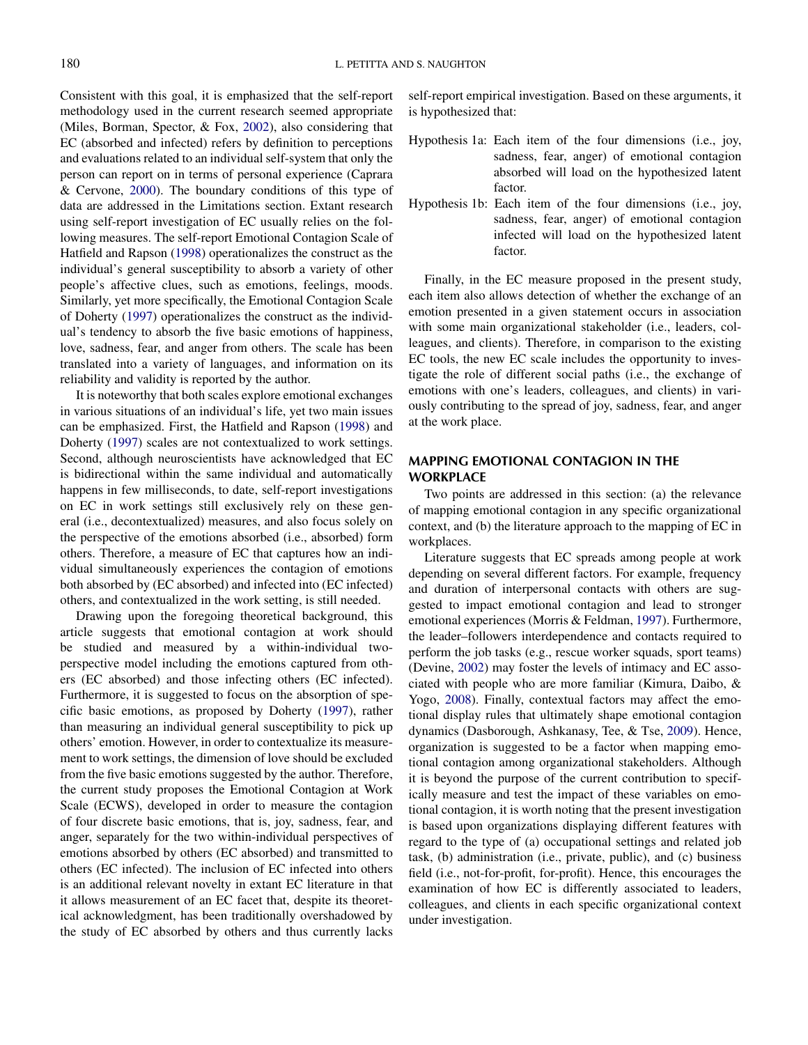Consistent with this goal, it is emphasized that the self-report methodology used in the current research seemed appropriate (Miles, Borman, Spector, & Fox, 2002), also considering that EC (absorbed and infected) refers by definition to perceptions and evaluations related to an individual self-system that only the person can report on in terms of personal experience (Caprara & Cervone, 2000). The boundary conditions of this type of data are addressed in the Limitations section. Extant research using self-report investigation of EC usually relies on the following measures. The self-report Emotional Contagion Scale of Hatfield and Rapson (1998) operationalizes the construct as the individual's general susceptibility to absorb a variety of other people's affective clues, such as emotions, feelings, moods. Similarly, yet more specifically, the Emotional Contagion Scale of Doherty (1997) operationalizes the construct as the individual's tendency to absorb the five basic emotions of happiness, love, sadness, fear, and anger from others. The scale has been translated into a variety of languages, and information on its reliability and validity is reported by the author.

It is noteworthy that both scales explore emotional exchanges in various situations of an individual's life, yet two main issues can be emphasized. First, the Hatfield and Rapson (1998) and Doherty (1997) scales are not contextualized to work settings. Second, although neuroscientists have acknowledged that EC is bidirectional within the same individual and automatically happens in few milliseconds, to date, self-report investigations on EC in work settings still exclusively rely on these general (i.e., decontextualized) measures, and also focus solely on the perspective of the emotions absorbed (i.e., absorbed) form others. Therefore, a measure of EC that captures how an individual simultaneously experiences the contagion of emotions both absorbed by (EC absorbed) and infected into (EC infected) others, and contextualized in the work setting, is still needed.

Drawing upon the foregoing theoretical background, this article suggests that emotional contagion at work should be studied and measured by a within-individual two-perspective model including the emotions captured from others (EC absorbed) and those infecting others (EC infected). Furthermore, it is suggested to focus on the absorption of specific basic emotions, as proposed by Doherty (1997), rather than measuring an individual general susceptibility to pick up others' emotion. However, in order to contextualize its measurement to work settings, the dimension of love should be excluded from the five basic emotions suggested by the author. Therefore, the current study proposes the Emotional Contagion at Work Scale (ECWS), developed in order to measure the contagion of four discrete basic emotions, that is, joy, sadness, fear, and anger, separately for the two within-individual perspectives of emotions absorbed by others (EC absorbed) and transmitted to others (EC infected). The inclusion of EC infected into others is an additional relevant novelty in extant EC literature in that it allows measurement of an EC facet that, despite its theoretical acknowledgment, has been traditionally overshadowed by the study of EC absorbed by others and thus currently lacks self-report empirical investigation. Based on these arguments, it is hypothesized that:

Hypothesis 1a: Each item of the four dimensions (i.e., joy, sadness, fear, anger) of emotional contagion absorbed will load on the hypothesized latent factor.

Hypothesis 1b: Each item of the four dimensions (i.e., joy, sadness, fear, anger) of emotional contagion infected will load on the hypothesized latent factor.

Finally, in the EC measure proposed in the present study, each item also allows detection of whether the exchange of an emotion presented in a given statement occurs in association with some main organizational stakeholder (i.e., leaders, colleagues, and clients). Therefore, in comparison to the existing EC tools, the new EC scale includes the opportunity to investigate the role of different social paths (i.e., the exchange of emotions with one's leaders, colleagues, and clients) in variously contributing to the spread of joy, sadness, fear, and anger at the work place.

## MAPPING EMOTIONAL CONTAGION IN THE WORKPLACE

Two points are addressed in this section: (a) the relevance of mapping emotional contagion in any specific organizational context, and (b) the literature approach to the mapping of EC in workplaces.

Literature suggests that EC spreads among people at work depending on several different factors. For example, frequency and duration of interpersonal contacts with others are suggested to impact emotional contagion and lead to stronger emotional experiences (Morris & Feldman, 1997). Furthermore, the leader–followers interdependence and contacts required to perform the job tasks (e.g., rescue worker squads, sport teams) (Devine, 2002) may foster the levels of intimacy and EC associated with people who are more familiar (Kimura, Daibo, & Yogo, 2008). Finally, contextual factors may affect the emotional display rules that ultimately shape emotional contagion dynamics (Dasborough, Ashkanasy, Tee, & Tse, 2009). Hence, organization is suggested to be a factor when mapping emotional contagion among organizational stakeholders. Although it is beyond the purpose of the current contribution to specifically measure and test the impact of these variables on emotional contagion, it is worth noting that the present investigation is based upon organizations displaying different features with regard to the type of (a) occupational settings and related job task, (b) administration (i.e., private, public), and (c) business field (i.e., not-for-profit, for-profit). Hence, this encourages the examination of how EC is differently associated to leaders, colleagues, and clients in each specific organizational context under investigation.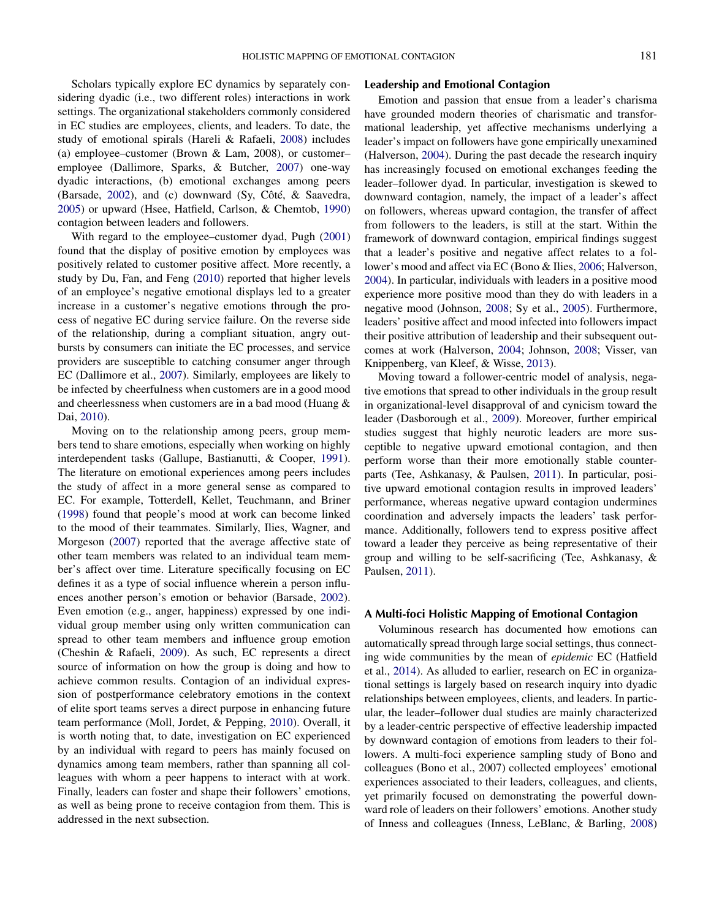Scholars typically explore EC dynamics by separately considering dyadic (i.e., two different roles) interactions in work settings. The organizational stakeholders commonly considered in EC studies are employees, clients, and leaders. To date, the study of emotional spirals (Hareli & Rafaeli, 2008) includes (a) employee–customer (Brown & Lam, 2008), or customer–employee (Dallimore, Sparks, & Butcher, 2007) one-way dyadic interactions, (b) emotional exchanges among peers (Barsade, 2002), and (c) downward (Sy, Côté, & Saavedra, 2005) or upward (Hsee, Hatfield, Carlson, & Chemtob, 1990) contagion between leaders and followers.

With regard to the employee–customer dyad, Pugh (2001) found that the display of positive emotion by employees was positively related to customer positive affect. More recently, a study by Du, Fan, and Feng (2010) reported that higher levels of an employee's negative emotional displays led to a greater increase in a customer's negative emotions through the process of negative EC during service failure. On the reverse side of the relationship, during a compliant situation, angry outbursts by consumers can initiate the EC processes, and service providers are susceptible to catching consumer anger through EC (Dallimore et al., 2007). Similarly, employees are likely to be infected by cheerfulness when customers are in a good mood and cheerlessness when customers are in a bad mood (Huang & Dai, 2010).

Moving on to the relationship among peers, group members tend to share emotions, especially when working on highly interdependent tasks (Gallupe, Bastianutti, & Cooper, 1991). The literature on emotional experiences among peers includes the study of affect in a more general sense as compared to EC. For example, Totterdell, Kellet, Teuchmann, and Briner (1998) found that people's mood at work can become linked to the mood of their teammates. Similarly, Ilies, Wagner, and Morgeson (2007) reported that the average affective state of other team members was related to an individual team member's affect over time. Literature specifically focusing on EC defines it as a type of social influence wherein a person influences another person's emotion or behavior (Barsade, 2002). Even emotion (e.g., anger, happiness) expressed by one individual group member using only written communication can spread to other team members and influence group emotion (Cheshin & Rafaeli, 2009). As such, EC represents a direct source of information on how the group is doing and how to achieve common results. Contagion of an individual expression of postperformance celebratory emotions in the context of elite sport teams serves a direct purpose in enhancing future team performance (Moll, Jordet, & Pepping, 2010). Overall, it is worth noting that, to date, investigation on EC experienced by an individual with regard to peers has mainly focused on dynamics among team members, rather than spanning all colleagues with whom a peer happens to interact with at work. Finally, leaders can foster and shape their followers' emotions, as well as being prone to receive contagion from them. This is addressed in the next subsection.

### Leadership and Emotional Contagion

Emotion and passion that ensue from a leader's charisma have grounded modern theories of charismatic and transformational leadership, yet affective mechanisms underlying a leader's impact on followers have gone empirically unexamined (Halverson, 2004). During the past decade the research inquiry has increasingly focused on emotional exchanges feeding the leader–follower dyad. In particular, investigation is skewed to downward contagion, namely, the impact of a leader's affect on followers, whereas upward contagion, the transfer of affect from followers to the leaders, is still at the start. Within the framework of downward contagion, empirical findings suggest that a leader's positive and negative affect relates to a follower's mood and affect via EC (Bono & Ilies, 2006; Halverson, 2004). In particular, individuals with leaders in a positive mood experience more positive mood than they do with leaders in a negative mood (Johnson, 2008; Sy et al., 2005). Furthermore, leaders' positive affect and mood infected into followers impact their positive attribution of leadership and their subsequent outcomes at work (Halverson, 2004; Johnson, 2008; Visser, van Knippenberg, van Kleef, & Wisse, 2013).

Moving toward a follower-centric model of analysis, negative emotions that spread to other individuals in the group result in organizational-level disapproval of and cynicism toward the leader (Dasborough et al., 2009). Moreover, further empirical studies suggest that highly neurotic leaders are more susceptible to negative upward emotional contagion, and then perform worse than their more emotionally stable counterparts (Tee, Ashkanasy, & Paulsen, 2011). In particular, positive upward emotional contagion results in improved leaders' performance, whereas negative upward contagion undermines coordination and adversely impacts the leaders' task performance. Additionally, followers tend to express positive affect toward a leader they perceive as being representative of their group and willing to be self-sacrificing (Tee, Ashkanasy, & Paulsen, 2011).

## A Multi-foci Holistic Mapping of Emotional Contagion

Voluminous research has documented how emotions can automatically spread through large social settings, thus connecting wide communities by the mean of *epidemic* EC (Hatfield et al., 2014). As alluded to earlier, research on EC in organizational settings is largely based on research inquiry into dyadic relationships between employees, clients, and leaders. In particular, the leader–follower dual studies are mainly characterized by a leader-centric perspective of effective leadership impacted by downward contagion of emotions from leaders to their followers. A multi-foci experience sampling study of Bono and colleagues (Bono et al., 2007) collected employees' emotional experiences associated to their leaders, colleagues, and clients, yet primarily focused on demonstrating the powerful downward role of leaders on their followers' emotions. Another study of Inness and colleagues (Inness, LeBlanc, & Barling, 2008)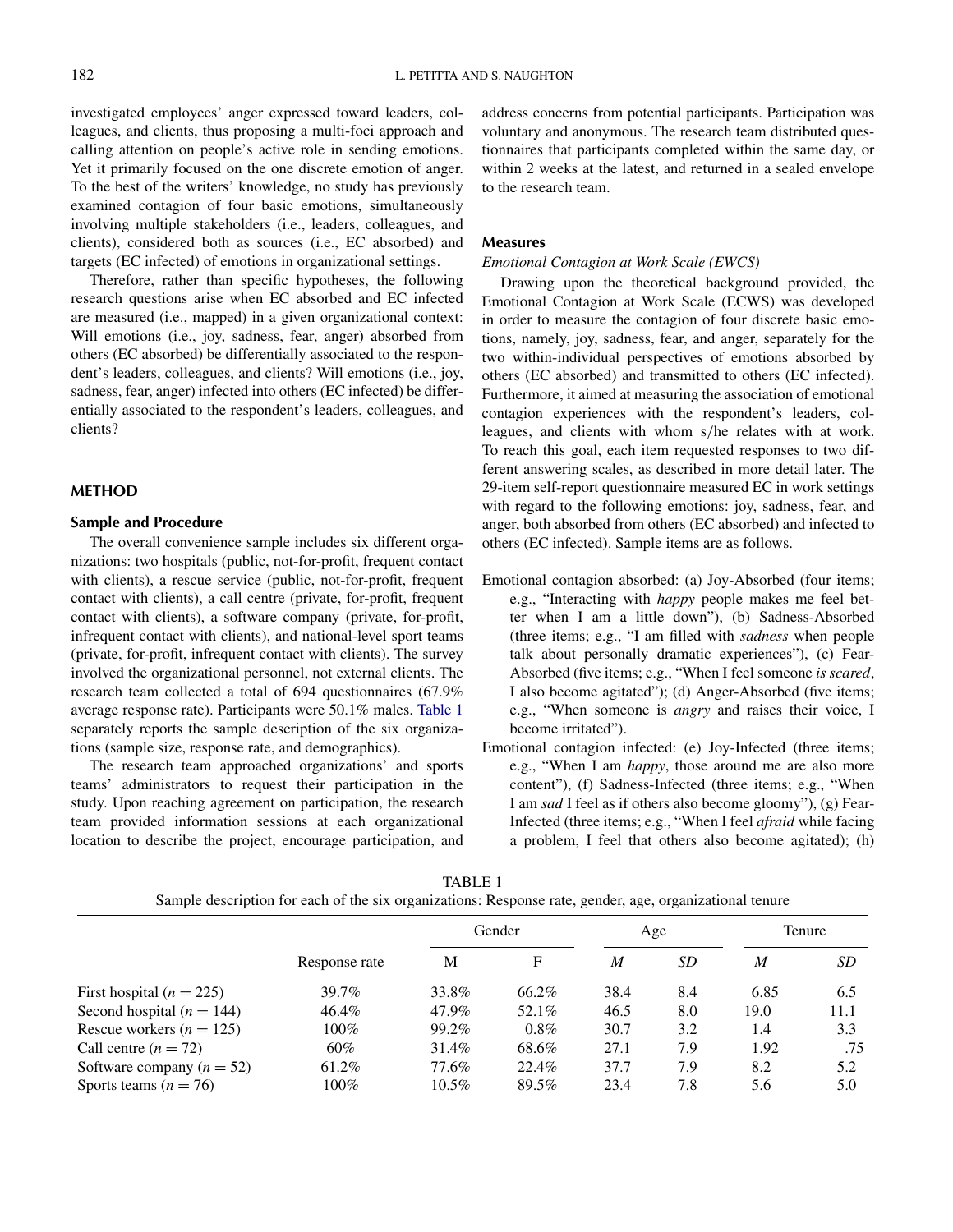investigated employees' anger expressed toward leaders, colleagues, and clients, thus proposing a multi-foci approach and calling attention on people's active role in sending emotions. Yet it primarily focused on the one discrete emotion of anger. To the best of the writers' knowledge, no study has previously examined contagion of four basic emotions, simultaneously involving multiple stakeholders (i.e., leaders, colleagues, and clients), considered both as sources (i.e., EC absorbed) and targets (EC infected) of emotions in organizational settings.

Therefore, rather than specific hypotheses, the following research questions arise when EC absorbed and EC infected are measured (i.e., mapped) in a given organizational context: Will emotions (i.e., joy, sadness, fear, anger) absorbed from others (EC absorbed) be differentially associated to the respondent's leaders, colleagues, and clients? Will emotions (i.e., joy, sadness, fear, anger) infected into others (EC infected) be differentially associated to the respondent's leaders, colleagues, and clients?

## METHOD

### Sample and Procedure

The overall convenience sample includes six different organizations: two hospitals (public, not-for-profit, frequent contact with clients), a rescue service (public, not-for-profit, frequent contact with clients), a call centre (private, for-profit, frequent contact with clients), a software company (private, for-profit, infrequent contact with clients), and national-level sport teams (private, for-profit, infrequent contact with clients). The survey involved the organizational personnel, not external clients. The research team collected a total of 694 questionnaires (67.9% average response rate). Participants were 50.1% males. Table 1 separately reports the sample description of the six organizations (sample size, response rate, and demographics).

The research team approached organizations' and sports teams' administrators to request their participation in the study. Upon reaching agreement on participation, the research team provided information sessions at each organizational location to describe the project, encourage participation, and address concerns from potential participants. Participation was voluntary and anonymous. The research team distributed questionnaires that participants completed within the same day, or within 2 weeks at the latest, and returned in a sealed envelope to the research team.

### Measures

*Emotional Contagion at Work Scale (EWCS)*

Drawing upon the theoretical background provided, the Emotional Contagion at Work Scale (ECWS) was developed in order to measure the contagion of four discrete basic emotions, namely, joy, sadness, fear, and anger, separately for the two within-individual perspectives of emotions absorbed by others (EC absorbed) and transmitted to others (EC infected). Furthermore, it aimed at measuring the association of emotional contagion experiences with the respondent's leaders, colleagues, and clients with whom s/he relates with at work. To reach this goal, each item requested responses to two different answering scales, as described in more detail later. The 29-item self-report questionnaire measured EC in work settings with regard to the following emotions: joy, sadness, fear, and anger, both absorbed from others (EC absorbed) and infected to others (EC infected). Sample items are as follows.

Emotional contagion absorbed: (a) Joy-Absorbed (four items; e.g., "Interacting with *happy* people makes me feel better when I am a little down"), (b) Sadness-Absorbed (three items; e.g., "I am filled with *sadness* when people talk about personally dramatic experiences"), (c) Fear-Absorbed (five items; e.g., "When I feel someone *is scared*, I also become agitated"); (d) Anger-Absorbed (five items; e.g., "When someone is *angry* and raises their voice, I become irritated").

Emotional contagion infected: (e) Joy-Infected (three items; e.g., "When I am *happy*, those around me are also more content"), (f) Sadness-Infected (three items; e.g., "When I am *sad* I feel as if others also become gloomy"), (g) Fear-Infected (three items; e.g., "When I feel *afraid* while facing a problem, I feel that others also become agitated); (h)

TABLE 1
Sample description for each of the six organizations: Response rate, gender, age, organizational tenure

| | Response rate | Gender | | Age | | Tenure | |
|---|---|---|---|---|---|---|---|
| | | M | F | *M* | *SD* | *M* | *SD* |
| First hospital ($n = 225$) | 39.7% | 33.8% | 66.2% | 38.4 | 8.4 | 6.85 | 6.5 |
| Second hospital ($n = 144$) | 46.4% | 47.9% | 52.1% | 46.5 | 8.0 | 19.0 | 11.1 |
| Rescue workers ($n = 125$) | 100% | 99.2% | 0.8% | 30.7 | 3.2 | 1.4 | 3.3 |
| Call centre ($n = 72$) | 60% | 31.4% | 68.6% | 27.1 | 7.9 | 1.92 | .75 |
| Software company ($n = 52$) | 61.2% | 77.6% | 22.4% | 37.7 | 7.9 | 8.2 | 5.2 |
| Sports teams ($n = 76$) | 100% | 10.5% | 89.5% | 23.4 | 7.8 | 5.6 | 5.0 |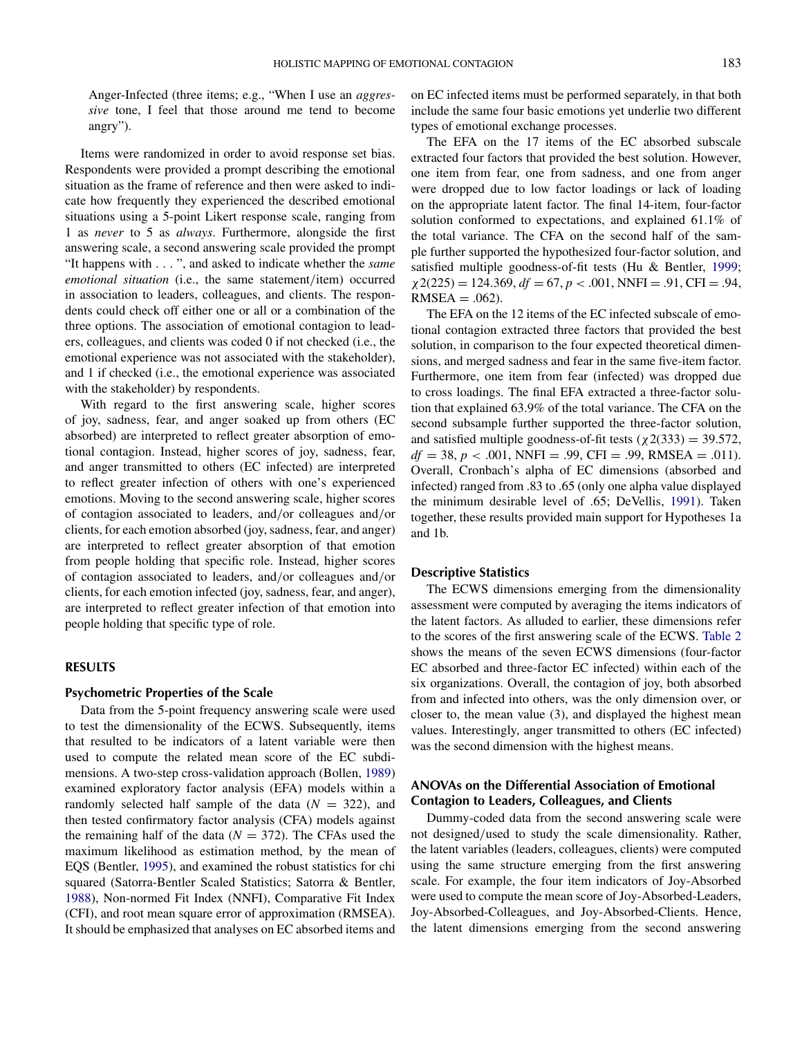Anger-Infected (three items; e.g., "When I use an *aggressive* tone, I feel that those around me tend to become angry").

Items were randomized in order to avoid response set bias. Respondents were provided a prompt describing the emotional situation as the frame of reference and then were asked to indicate how frequently they experienced the described emotional situations using a 5-point Likert response scale, ranging from 1 as *never* to 5 as *always*. Furthermore, alongside the first answering scale, a second answering scale provided the prompt "It happens with . . . ", and asked to indicate whether the *same emotional situation* (i.e., the same statement/item) occurred in association to leaders, colleagues, and clients. The respondents could check off either one or all or a combination of the three options. The association of emotional contagion to leaders, colleagues, and clients was coded 0 if not checked (i.e., the emotional experience was not associated with the stakeholder), and 1 if checked (i.e., the emotional experience was associated with the stakeholder) by respondents.

With regard to the first answering scale, higher scores of joy, sadness, fear, and anger soaked up from others (EC absorbed) are interpreted to reflect greater absorption of emotional contagion. Instead, higher scores of joy, sadness, fear, and anger transmitted to others (EC infected) are interpreted to reflect greater infection of others with one's experienced emotions. Moving to the second answering scale, higher scores of contagion associated to leaders, and/or colleagues and/or clients, for each emotion absorbed (joy, sadness, fear, and anger) are interpreted to reflect greater absorption of that emotion from people holding that specific role. Instead, higher scores of contagion associated to leaders, and/or colleagues and/or clients, for each emotion infected (joy, sadness, fear, and anger), are interpreted to reflect greater infection of that emotion into people holding that specific type of role.

## RESULTS

### Psychometric Properties of the Scale

Data from the 5-point frequency answering scale were used to test the dimensionality of the ECWS. Subsequently, items that resulted to be indicators of a latent variable were then used to compute the related mean score of the EC subdimensions. A two-step cross-validation approach (Bollen, 1989) examined exploratory factor analysis (EFA) models within a randomly selected half sample of the data ($N = 322$), and then tested confirmatory factor analysis (CFA) models against the remaining half of the data ($N = 372$). The CFAs used the maximum likelihood as estimation method, by the mean of EQS (Bentler, 1995), and examined the robust statistics for chi squared (Satorra-Bentler Scaled Statistics; Satorra & Bentler, 1988), Non-normed Fit Index (NNFI), Comparative Fit Index (CFI), and root mean square error of approximation (RMSEA). It should be emphasized that analyses on EC absorbed items and on EC infected items must be performed separately, in that both include the same four basic emotions yet underlie two different types of emotional exchange processes.

The EFA on the 17 items of the EC absorbed subscale extracted four factors that provided the best solution. However, one item from fear, one from sadness, and one from anger were dropped due to low factor loadings or lack of loading on the appropriate latent factor. The final 14-item, four-factor solution conformed to expectations, and explained 61.1% of the total variance. The CFA on the second half of the sample further supported the hypothesized four-factor solution, and satisfied multiple goodness-of-fit tests (Hu & Bentler, 1999; $\chi 2(225) = 124.369$, $df = 67$, $p < .001$, NNFI = .91, CFI = .94, RMSEA = .062).

The EFA on the 12 items of the EC infected subscale of emotional contagion extracted three factors that provided the best solution, in comparison to the four expected theoretical dimensions, and merged sadness and fear in the same five-item factor. Furthermore, one item from fear (infected) was dropped due to cross loadings. The final EFA extracted a three-factor solution that explained 63.9% of the total variance. The CFA on the second subsample further supported the three-factor solution, and satisfied multiple goodness-of-fit tests ($\chi 2(333) = 39.572$, $df = 38$, $p < .001$, NNFI = .99, CFI = .99, RMSEA = .011). Overall, Cronbach's alpha of EC dimensions (absorbed and infected) ranged from .83 to .65 (only one alpha value displayed the minimum desirable level of .65; DeVellis, 1991). Taken together, these results provided main support for Hypotheses 1a and 1b.

### Descriptive Statistics

The ECWS dimensions emerging from the dimensionality assessment were computed by averaging the items indicators of the latent factors. As alluded to earlier, these dimensions refer to the scores of the first answering scale of the ECWS. Table 2 shows the means of the seven ECWS dimensions (four-factor EC absorbed and three-factor EC infected) within each of the six organizations. Overall, the contagion of joy, both absorbed from and infected into others, was the only dimension over, or closer to, the mean value (3), and displayed the highest mean values. Interestingly, anger transmitted to others (EC infected) was the second dimension with the highest means.

### ANOVAs on the Differential Association of Emotional Contagion to Leaders, Colleagues, and Clients

Dummy-coded data from the second answering scale were not designed/used to study the scale dimensionality. Rather, the latent variables (leaders, colleagues, clients) were computed using the same structure emerging from the first answering scale. For example, the four item indicators of Joy-Absorbed were used to compute the mean score of Joy-Absorbed-Leaders, Joy-Absorbed-Colleagues, and Joy-Absorbed-Clients. Hence, the latent dimensions emerging from the second answering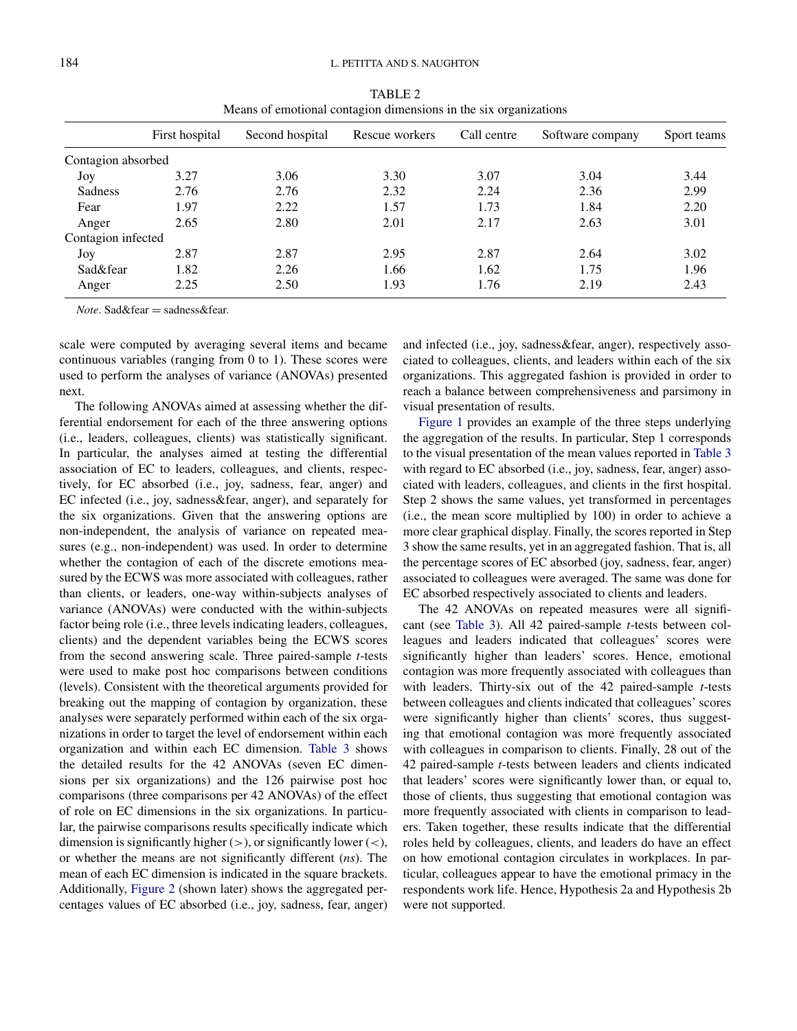TABLE 2
Means of emotional contagion dimensions in the six organizations

| | First hospital | Second hospital | Rescue workers | Call centre | Software company | Sport teams |
|---|---|---|---|---|---|---|
| Contagion absorbed | | | | | | |
| Joy | 3.27 | 3.06 | 3.30 | 3.07 | 3.04 | 3.44 |
| Sadness | 2.76 | 2.76 | 2.32 | 2.24 | 2.36 | 2.99 |
| Fear | 1.97 | 2.22 | 1.57 | 1.73 | 1.84 | 2.20 |
| Anger | 2.65 | 2.80 | 2.01 | 2.17 | 2.63 | 3.01 |
| Contagion infected | | | | | | |
| Joy | 2.87 | 2.87 | 2.95 | 2.87 | 2.64 | 3.02 |
| Sad&fear | 1.82 | 2.26 | 1.66 | 1.62 | 1.75 | 1.96 |
| Anger | 2.25 | 2.50 | 1.93 | 1.76 | 2.19 | 2.43 |

*Note*. Sad&fear = sadness&fear.

scale were computed by averaging several items and became continuous variables (ranging from 0 to 1). These scores were used to perform the analyses of variance (ANOVAs) presented next.

The following ANOVAs aimed at assessing whether the differential endorsement for each of the three answering options (i.e., leaders, colleagues, clients) was statistically significant. In particular, the analyses aimed at testing the differential association of EC to leaders, colleagues, and clients, respectively, for EC absorbed (i.e., joy, sadness, fear, anger) and EC infected (i.e., joy, sadness&fear, anger), and separately for the six organizations. Given that the answering options are non-independent, the analysis of variance on repeated measures (e.g., non-independent) was used. In order to determine whether the contagion of each of the discrete emotions measured by the ECWS was more associated with colleagues, rather than clients, or leaders, one-way within-subjects analyses of variance (ANOVAs) were conducted with the within-subjects factor being role (i.e., three levels indicating leaders, colleagues, clients) and the dependent variables being the ECWS scores from the second answering scale. Three paired-sample *t*-tests were used to make post hoc comparisons between conditions (levels). Consistent with the theoretical arguments provided for breaking out the mapping of contagion by organization, these analyses were separately performed within each of the six organizations in order to target the level of endorsement within each organization and within each EC dimension. Table 3 shows the detailed results for the 42 ANOVAs (seven EC dimensions per six organizations) and the 126 pairwise post hoc comparisons (three comparisons per 42 ANOVAs) of the effect of role on EC dimensions in the six organizations. In particular, the pairwise comparisons results specifically indicate which dimension is significantly higher (>), or significantly lower (<), or whether the means are not significantly different (*ns*). The mean of each EC dimension is indicated in the square brackets. Additionally, Figure 2 (shown later) shows the aggregated percentages values of EC absorbed (i.e., joy, sadness, fear, anger) and infected (i.e., joy, sadness&fear, anger), respectively associated to colleagues, clients, and leaders within each of the six organizations. This aggregated fashion is provided in order to reach a balance between comprehensiveness and parsimony in visual presentation of results.

Figure 1 provides an example of the three steps underlying the aggregation of the results. In particular, Step 1 corresponds to the visual presentation of the mean values reported in Table 3 with regard to EC absorbed (i.e., joy, sadness, fear, anger) associated with leaders, colleagues, and clients in the first hospital. Step 2 shows the same values, yet transformed in percentages (i.e., the mean score multiplied by 100) in order to achieve a more clear graphical display. Finally, the scores reported in Step 3 show the same results, yet in an aggregated fashion. That is, all the percentage scores of EC absorbed (joy, sadness, fear, anger) associated to colleagues were averaged. The same was done for EC absorbed respectively associated to clients and leaders.

The 42 ANOVAs on repeated measures were all significant (see Table 3). All 42 paired-sample *t*-tests between colleagues and leaders indicated that colleagues' scores were significantly higher than leaders' scores. Hence, emotional contagion was more frequently associated with colleagues than with leaders. Thirty-six out of the 42 paired-sample *t*-tests between colleagues and clients indicated that colleagues' scores were significantly higher than clients' scores, thus suggesting that emotional contagion was more frequently associated with colleagues in comparison to clients. Finally, 28 out of the 42 paired-sample *t*-tests between leaders and clients indicated that leaders' scores were significantly lower than, or equal to, those of clients, thus suggesting that emotional contagion was more frequently associated with clients in comparison to leaders. Taken together, these results indicate that the differential roles held by colleagues, clients, and leaders do have an effect on how emotional contagion circulates in workplaces. In particular, colleagues appear to have the emotional primacy in the respondents work life. Hence, Hypothesis 2a and Hypothesis 2b were not supported.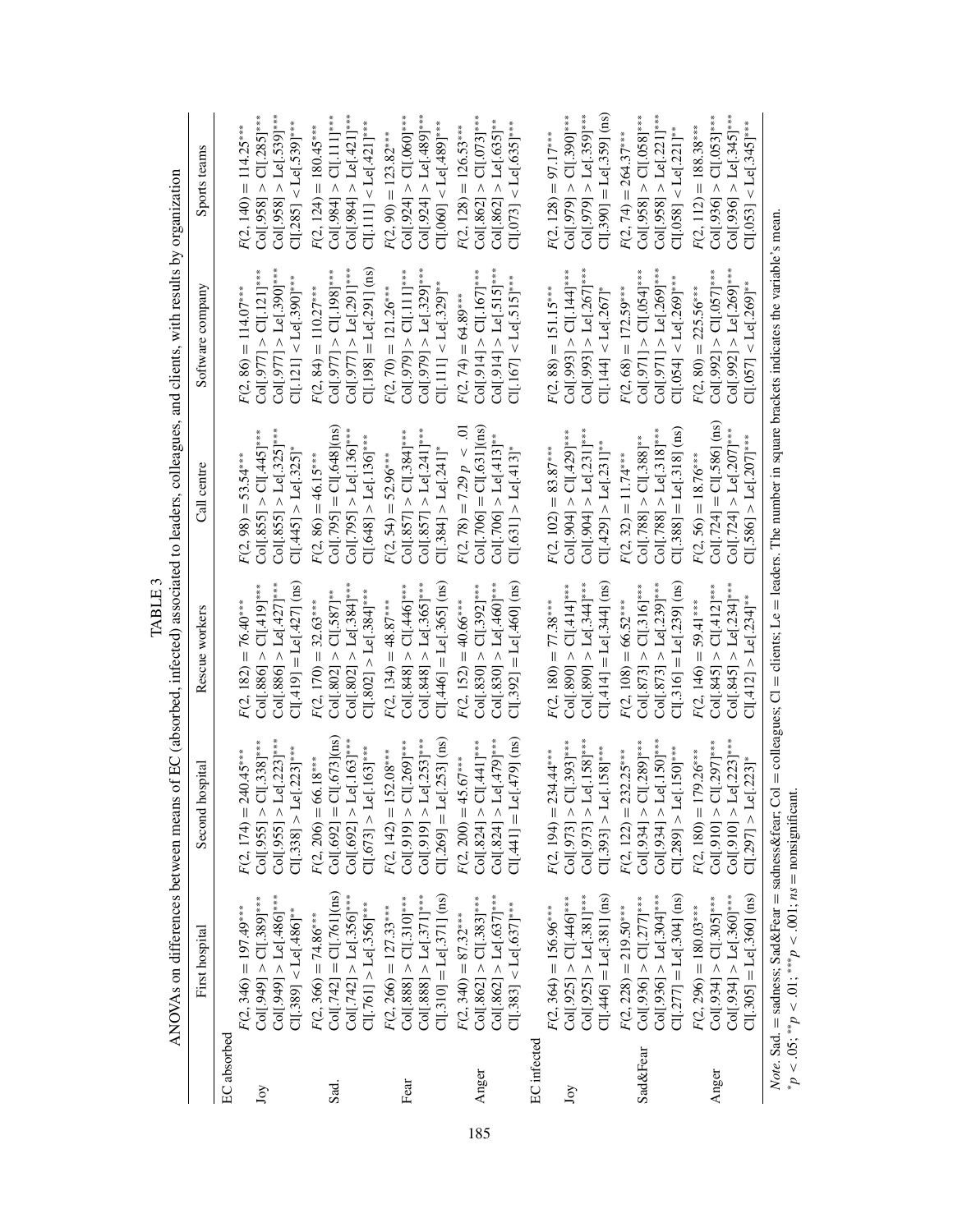TABLE 3

ANOVAs on differences between means of EC (absorbed, infected) associated to leaders, colleagues, and clients, with results by organization

| | First hospital | Second hospital | Rescue workers | Call centre | Software company | Sports teams |
|---|---|---|---|---|---|---|
| EC absorbed | | | | | | |
| Joy | $F(2, 346) = 197.49^{***}$<br>Col[.949] > Cl[.389]***<br>Col[.949] > Le[.486]***<br>Cl[.389] < Le[.486]** | $F(2, 174) = 240.45^{***}$<br>Col[.955] > Cl[.338]***<br>Col[.955] > Le[.223]***<br>Cl[.338] > Le[.223]*** | $F(2, 182) = 76.40^{***}$<br>Col[.886] > Cl[.419]***<br>Col[.886] > Le[.427]***<br>Cl[.419] = Le[.427] (ns) | $F(2, 98) = 53.54^{***}$<br>Col[.855] > Cl[.445]***<br>Col[.855] > Le[.325]***<br>Cl[.445] > Le[.325]* | $F(2, 86) = 114.07^{***}$<br>Col[.977] > Cl[.121]***<br>Col[.977] > Le[.390]***<br>Cl[.121] < Le[.390]*** | $F(2, 140) = 114.25^{***}$<br>Col[.958] > Cl[.285]***<br>Col[.958] > Le[.539]***<br>Cl[.285] < Le[.539]*** |
| Sad. | $F(2, 366) = 74.86^{***}$<br>Col[.742] = Cl[.761](ns)<br>Col[.742] > Le[.356]***<br>Cl[.761] > Le[.356]*** | $F(2, 206) = 66.18^{***}$<br>Col[.692] = Cl[.673](ns)<br>Col[.692] > Le[.163]***<br>Cl[.673] > Le[.163]*** | $F(2, 170) = 32.63^{***}$<br>Col[.802] > Cl[.587]**<br>Col[.802] > Le[.384]***<br>Cl[.802] > Le[.384]*** | $F(2, 86) = 46.15^{***}$<br>Col[.795] = Cl[.648](ns)<br>Col[.795] > Le[.136]***<br>Cl[.648] > Le[.136]*** | $F(2, 84) = 110.27^{***}$<br>Col[.977] > Cl[.198]***<br>Col[.977] > Le[.291]***<br>Cl[.198] = Le[.291] (ns) | $F(2, 124) = 180.45^{***}$<br>Col[.984] > Cl[.111]***<br>Col[.984] > Le[.421]***<br>Cl[.111] < Le[.421]*** |
| Fear | $F(2, 266) = 127.33^{***}$<br>Col[.888] > Cl[.310]***<br>Col[.888] > Le[.371]***<br>Cl[.310] = Le[.371] (ns) | $F(2, 142) = 152.08^{***}$<br>Col[.919] > Cl[.269]***<br>Col[.919] > Le[.253]***<br>Cl[.269] = Le[.253] (ns) | $F(2, 134) = 48.87^{***}$<br>Col[.848] > Cl[.446]***<br>Col[.848] > Le[.365]***<br>Cl[.446] = Le[.365] (ns) | $F(2, 54) = 52.96^{***}$<br>Col[.857] > Cl[.384]***<br>Col[.857] > Le[.241]***<br>Cl[.384] > Le[.241]* | $F(2, 70) = 121.26^{***}$<br>Col[.979] > Cl[.111]***<br>Col[.979] > Le[.329]***<br>Cl[.111] < Le[.329]** | $F(2, 90) = 123.82^{***}$<br>Col[.924] > Cl[.060]***<br>Col[.924] > Le[.489]***<br>Cl[.060] < Le[.489]*** |
| Anger | $F(2, 340) = 87.32^{***}$<br>Col[.862] > Cl[.383]***<br>Col[.862] > Le[.637]***<br>Cl[.383] < Le[.637]*** | $F(2, 200) = 45.67^{***}$<br>Col[.824] > Cl[.441]***<br>Col[.824] > Le[.479]***<br>Cl[.441] = Le[.479] (ns) | $F(2, 152) = 40.66^{***}$<br>Col[.830] > Cl[.392]***<br>Col[.830] > Le[.460]***<br>Cl[.392] = Le[.460] (ns) | $F(2, 78) = 7.29$ $p < .01$<br>Col[.706] = Cl[.631](ns)<br>Col[.706] > Le[.413]*<br>Cl[.631] > Le[.413]* | $F(2, 74) = 64.89^{***}$<br>Col[.914] > Cl[.167]***<br>Col[.914] > Le[.515]***<br>Cl[.167] < Le[.515]*** | $F(2, 128) = 126.53^{***}$<br>Col[.862] > Cl[.073]***<br>Col[.862] > Le[.635]**<br>Cl[.073] < Le[.635]*** |
| EC infected | | | | | | |
| Joy | $F(2, 364) = 156.96^{***}$<br>Col[.925] > Cl[.446]***<br>Col[.925] > Le[.381]***<br>Cl[.446] = Le[.381] (ns) | $F(2, 194) = 234.44^{***}$<br>Col[.973] > Cl[.393]***<br>Col[.973] > Le[.158]***<br>Cl[.393] > Le[.158]*** | $F(2, 180) = 77.38^{***}$<br>Col[.890] > Cl[.414]***<br>Col[.890] > Le[.344]***<br>Cl[.414] = Le[.344] (ns) | $F(2, 102) = 83.87^{***}$<br>Col[.904] > Cl[.429]***<br>Col[.904] > Le[.231]***<br>Cl[.429] > Le[.231]** | $F(2, 88) = 151.15^{***}$<br>Col[.993] > Cl[.144]***<br>Col[.993] > Le[.267]***<br>Cl[.144] < Le[.267]* | $F(2, 128) = 97.17^{***}$<br>Col[.979] > Cl[.390]***<br>Col[.979] > Le[.359]***<br>Cl[.390] = Le[.359] (ns) |
| Sad&Fear | $F(2, 228) = 219.50^{***}$<br>Col[.936] > Cl[.277]***<br>Col[.936] > Le[.304]***<br>Cl[.277] = Le[.304] (ns) | $F(2, 122) = 232.25^{***}$<br>Col[.934] > Cl[.289]***<br>Col[.934] > Le[.150]***<br>Cl[.289] > Le[.150]*** | $F(2, 108) = 66.52^{***}$<br>Col[.873] > Cl[.316]***<br>Col[.873] > Le[.239]***<br>Cl[.316] = Le[.239] (ns) | $F(2, 32) = 11.74^{***}$<br>Col[.788] > Cl[.388]**<br>Col[.788] > Le[.318]***<br>Cl[.388] = Le[.318] (ns) | $F(2, 68) = 172.59^{***}$<br>Col[.971] > Cl[.054]***<br>Col[.971] > Le[.269]***<br>Cl[.054] < Le[.269]*** | $F(2, 74) = 264.37^{***}$<br>Col[.958] > Cl[.058]***<br>Col[.958] > Le[.221]***<br>Cl[.058] < Le[.221]** |
| Anger | $F(2, 296) = 180.03^{***}$<br>Col[.934] > Cl[.305]***<br>Col[.934] > Le[.360]***<br>Cl[.305] = Le[.360] (ns) | $F(2, 180) = 179.26^{***}$<br>Col[.910] > Cl[.297]***<br>Col[.910] > Le[.223]***<br>Cl[.297] > Le[.223]* | $F(2, 146) = 59.41^{***}$<br>Col[.845] > Cl[.412]***<br>Col[.845] > Le[.234]***<br>Cl[.412] > Le[.234]** | $F(2, 56) = 18.76^{***}$<br>Col[.724] = Cl[.586] (ns)<br>Col[.724] > Le[.207]***<br>Cl[.586] > Le[.207]*** | $F(2, 80) = 225.56^{***}$<br>Col[.992] > Cl[.057]***<br>Col[.992] > Le[.269]***<br>Cl[.057] < Le[.269]** | $F(2, 112) = 188.38^{***}$<br>Col[.936] > Cl[.053]***<br>Col[.936] > Le[.345]***<br>Cl[.053] < Le[.345]*** |

*Note.* Sad. = sadness; Sad&Fear = sadness&fear; Col = colleagues; Cl = clients; Le = leaders. The number in square brackets indicates the variable's mean.
$^{*}p < .05$; $^{**}p < .01$; $^{***}p < .001$; *ns* = nonsignificant.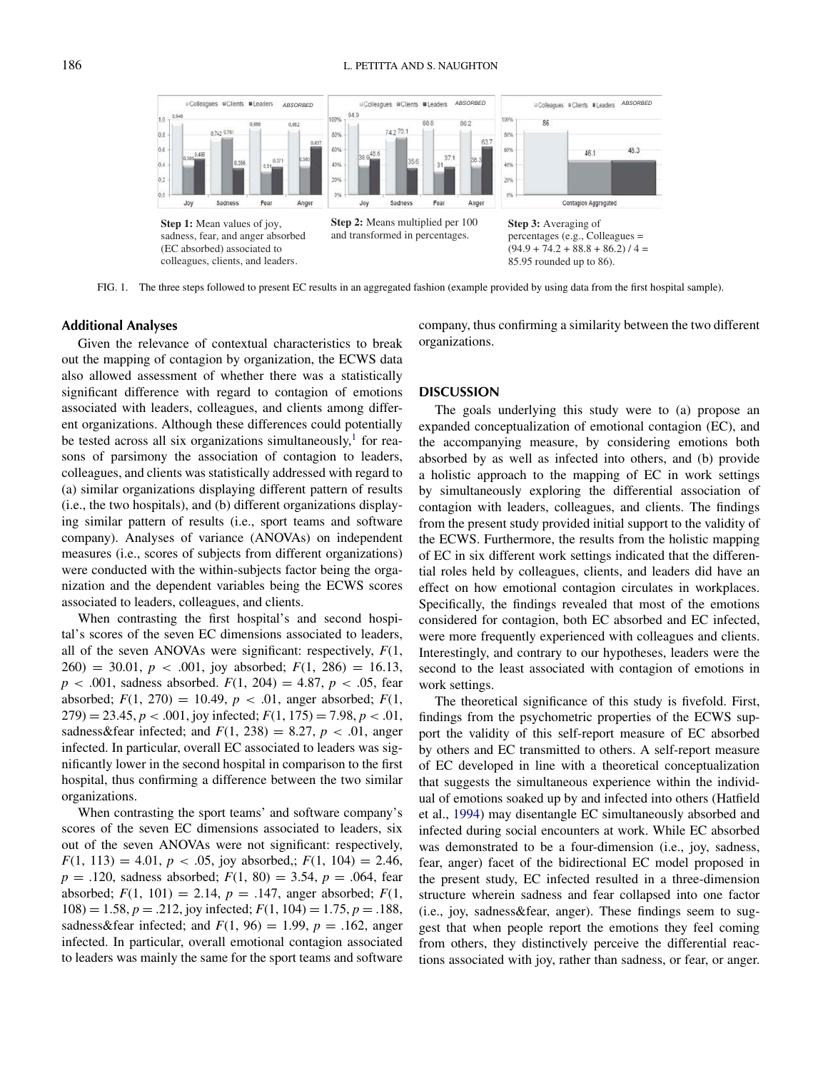Step 1: Mean values of joy, sadness, fear, and anger absorbed (EC absorbed) associated to colleagues, clients, and leaders.

Step 2: Means multiplied per 100 and transformed in percentages.

Step 3: Averaging of percentages (e.g., Colleagues = (94.9 + 74.2 + 88.8 + 86.2) / 4 = 85.95 rounded up to 86).

FIG. 1. The three steps followed to present EC results in an aggregated fashion (example provided by using data from the first hospital sample).

### Additional Analyses

Given the relevance of contextual characteristics to break out the mapping of contagion by organization, the ECWS data also allowed assessment of whether there was a statistically significant difference with regard to contagion of emotions associated with leaders, colleagues, and clients among different organizations. Although these differences could potentially be tested across all six organizations simultaneously,[1] for reasons of parsimony the association of contagion to leaders, colleagues, and clients was statistically addressed with regard to (a) similar organizations displaying different pattern of results (i.e., the two hospitals), and (b) different organizations displaying similar pattern of results (i.e., sport teams and software company). Analyses of variance (ANOVAs) on independent measures (i.e., scores of subjects from different organizations) were conducted with the within-subjects factor being the organization and the dependent variables being the ECWS scores associated to leaders, colleagues, and clients.

When contrasting the first hospital's and second hospital's scores of the seven EC dimensions associated to leaders, all of the seven ANOVAs were significant: respectively, $F(1, 260) = 30.01$, $p < .001$, joy absorbed; $F(1, 286) = 16.13$, $p < .001$, sadness absorbed. $F(1, 204) = 4.87$, $p < .05$, fear absorbed; $F(1, 270) = 10.49$, $p < .01$, anger absorbed; $F(1, 279) = 23.45$, $p < .001$, joy infected; $F(1, 175) = 7.98$, $p < .01$, sadness&fear infected; and $F(1, 238) = 8.27$, $p < .01$, anger infected. In particular, overall EC associated to leaders was significantly lower in the second hospital in comparison to the first hospital, thus confirming a difference between the two similar organizations.

When contrasting the sport teams' and software company's scores of the seven EC dimensions associated to leaders, six out of the seven ANOVAs were not significant: respectively, $F(1, 113) = 4.01$, $p < .05$, joy absorbed,; $F(1, 104) = 2.46$, $p = .120$, sadness absorbed; $F(1, 80) = 3.54$, $p = .064$, fear absorbed; $F(1, 101) = 2.14$, $p = .147$, anger absorbed; $F(1, 108) = 1.58$, $p = .212$, joy infected; $F(1, 104) = 1.75$, $p = .188$, sadness&fear infected; and $F(1, 96) = 1.99$, $p = .162$, anger infected. In particular, overall emotional contagion associated to leaders was mainly the same for the sport teams and software company, thus confirming a similarity between the two different organizations.

## DISCUSSION

The goals underlying this study were to (a) propose an expanded conceptualization of emotional contagion (EC), and the accompanying measure, by considering emotions both absorbed by as well as infected into others, and (b) provide a holistic approach to the mapping of EC in work settings by simultaneously exploring the differential association of contagion with leaders, colleagues, and clients. The findings from the present study provided initial support to the validity of the ECWS. Furthermore, the results from the holistic mapping of EC in six different work settings indicated that the differential roles held by colleagues, clients, and leaders did have an effect on how emotional contagion circulates in workplaces. Specifically, the findings revealed that most of the emotions considered for contagion, both EC absorbed and EC infected, were more frequently experienced with colleagues and clients. Interestingly, and contrary to our hypotheses, leaders were the second to the least associated with contagion of emotions in work settings.

The theoretical significance of this study is fivefold. First, findings from the psychometric properties of the ECWS support the validity of this self-report measure of EC absorbed by others and EC transmitted to others. A self-report measure of EC developed in line with a theoretical conceptualization that suggests the simultaneous experience within the individual of emotions soaked up by and infected into others (Hatfield et al., 1994) may disentangle EC simultaneously absorbed and infected during social encounters at work. While EC absorbed was demonstrated to be a four-dimension (i.e., joy, sadness, fear, anger) facet of the bidirectional EC model proposed in the present study, EC infected resulted in a three-dimension structure wherein sadness and fear collapsed into one factor (i.e., joy, sadness&fear, anger). These findings seem to suggest that when people report the emotions they feel coming from others, they distinctively perceive the differential reactions associated with joy, rather than sadness, or fear, or anger.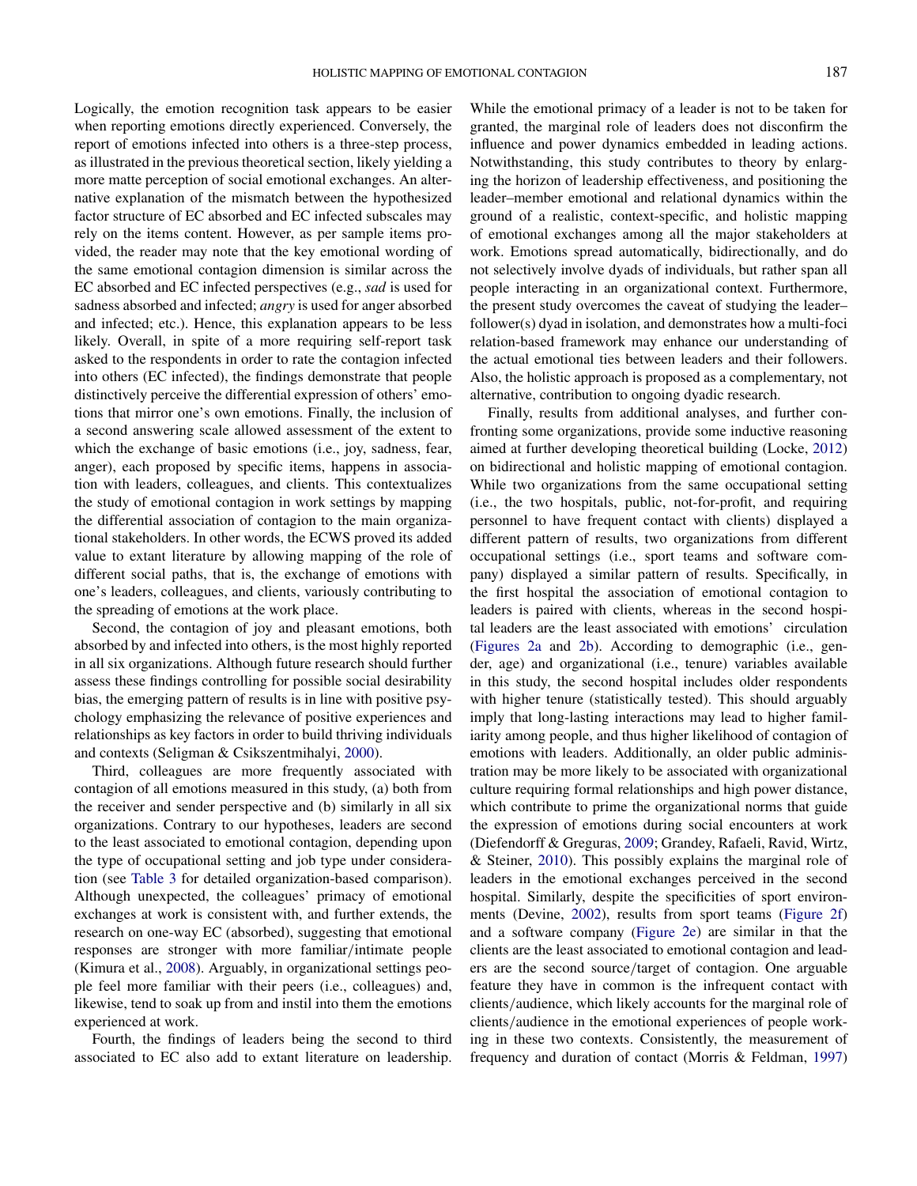Logically, the emotion recognition task appears to be easier when reporting emotions directly experienced. Conversely, the report of emotions infected into others is a three-step process, as illustrated in the previous theoretical section, likely yielding a more matte perception of social emotional exchanges. An alternative explanation of the mismatch between the hypothesized factor structure of EC absorbed and EC infected subscales may rely on the items content. However, as per sample items provided, the reader may note that the key emotional wording of the same emotional contagion dimension is similar across the EC absorbed and EC infected perspectives (e.g., *sad* is used for sadness absorbed and infected; *angry* is used for anger absorbed and infected; etc.). Hence, this explanation appears to be less likely. Overall, in spite of a more requiring self-report task asked to the respondents in order to rate the contagion infected into others (EC infected), the findings demonstrate that people distinctively perceive the differential expression of others' emotions that mirror one's own emotions. Finally, the inclusion of a second answering scale allowed assessment of the extent to which the exchange of basic emotions (i.e., joy, sadness, fear, anger), each proposed by specific items, happens in association with leaders, colleagues, and clients. This contextualizes the study of emotional contagion in work settings by mapping the differential association of contagion to the main organizational stakeholders. In other words, the ECWS proved its added value to extant literature by allowing mapping of the role of different social paths, that is, the exchange of emotions with one's leaders, colleagues, and clients, variously contributing to the spreading of emotions at the work place.

Second, the contagion of joy and pleasant emotions, both absorbed by and infected into others, is the most highly reported in all six organizations. Although future research should further assess these findings controlling for possible social desirability bias, the emerging pattern of results is in line with positive psychology emphasizing the relevance of positive experiences and relationships as key factors in order to build thriving individuals and contexts (Seligman & Csikszentmihalyi, 2000).

Third, colleagues are more frequently associated with contagion of all emotions measured in this study, (a) both from the receiver and sender perspective and (b) similarly in all six organizations. Contrary to our hypotheses, leaders are second to the least associated to emotional contagion, depending upon the type of occupational setting and job type under consideration (see Table 3 for detailed organization-based comparison). Although unexpected, the colleagues' primacy of emotional exchanges at work is consistent with, and further extends, the research on one-way EC (absorbed), suggesting that emotional responses are stronger with more familiar/intimate people (Kimura et al., 2008). Arguably, in organizational settings people feel more familiar with their peers (i.e., colleagues) and, likewise, tend to soak up from and instil into them the emotions experienced at work.

Fourth, the findings of leaders being the second to third associated to EC also add to extant literature on leadership. While the emotional primacy of a leader is not to be taken for granted, the marginal role of leaders does not disconfirm the influence and power dynamics embedded in leading actions. Notwithstanding, this study contributes to theory by enlarging the horizon of leadership effectiveness, and positioning the leader–member emotional and relational dynamics within the ground of a realistic, context-specific, and holistic mapping of emotional exchanges among all the major stakeholders at work. Emotions spread automatically, bidirectionally, and do not selectively involve dyads of individuals, but rather span all people interacting in an organizational context. Furthermore, the present study overcomes the caveat of studying the leader–follower(s) dyad in isolation, and demonstrates how a multi-foci relation-based framework may enhance our understanding of the actual emotional ties between leaders and their followers. Also, the holistic approach is proposed as a complementary, not alternative, contribution to ongoing dyadic research.

Finally, results from additional analyses, and further confronting some organizations, provide some inductive reasoning aimed at further developing theoretical building (Locke, 2012) on bidirectional and holistic mapping of emotional contagion. While two organizations from the same occupational setting (i.e., the two hospitals, public, not-for-profit, and requiring personnel to have frequent contact with clients) displayed a different pattern of results, two organizations from different occupational settings (i.e., sport teams and software company) displayed a similar pattern of results. Specifically, in the first hospital the association of emotional contagion to leaders is paired with clients, whereas in the second hospital leaders are the least associated with emotions' circulation (Figures 2a and 2b). According to demographic (i.e., gender, age) and organizational (i.e., tenure) variables available in this study, the second hospital includes older respondents with higher tenure (statistically tested). This should arguably imply that long-lasting interactions may lead to higher familiarity among people, and thus higher likelihood of contagion of emotions with leaders. Additionally, an older public administration may be more likely to be associated with organizational culture requiring formal relationships and high power distance, which contribute to prime the organizational norms that guide the expression of emotions during social encounters at work (Diefendorff & Greguras, 2009; Grandey, Rafaeli, Ravid, Wirtz, & Steiner, 2010). This possibly explains the marginal role of leaders in the emotional exchanges perceived in the second hospital. Similarly, despite the specificities of sport environments (Devine, 2002), results from sport teams (Figure 2f) and a software company (Figure 2e) are similar in that the clients are the least associated to emotional contagion and leaders are the second source/target of contagion. One arguable feature they have in common is the infrequent contact with clients/audience, which likely accounts for the marginal role of clients/audience in the emotional experiences of people working in these two contexts. Consistently, the measurement of frequency and duration of contact (Morris & Feldman, 1997)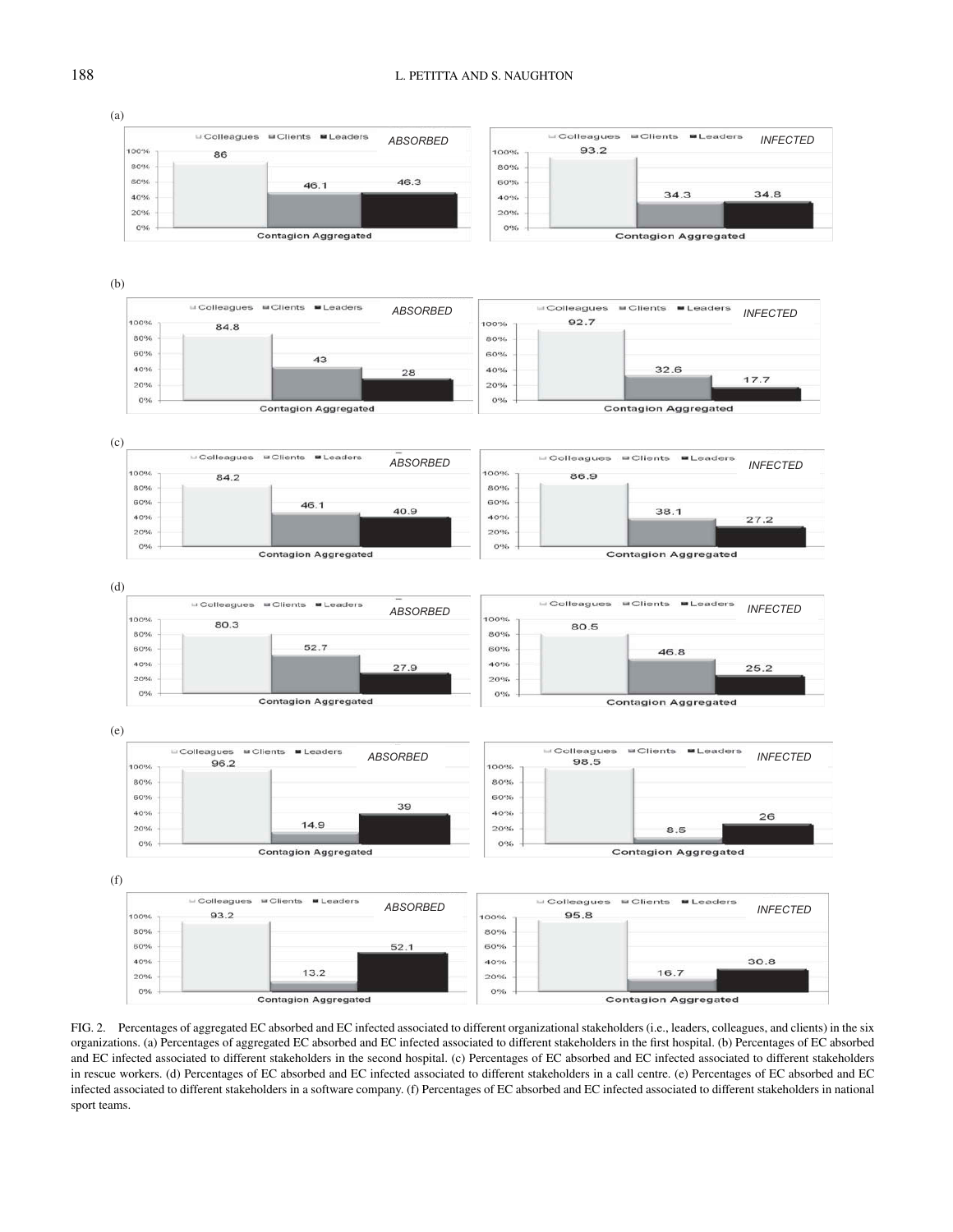FIG. 2. Percentages of aggregated EC absorbed and EC infected associated to different organizational stakeholders (i.e., leaders, colleagues, and clients) in the six organizations. (a) Percentages of aggregated EC absorbed and EC infected associated to different stakeholders in the first hospital. (b) Percentages of EC absorbed and EC infected associated to different stakeholders in the second hospital. (c) Percentages of EC absorbed and EC infected associated to different stakeholders in rescue workers. (d) Percentages of EC absorbed and EC infected associated to different stakeholders in a call centre. (e) Percentages of EC absorbed and EC infected associated to different stakeholders in a software company. (f) Percentages of EC absorbed and EC infected associated to different stakeholders in national sport teams.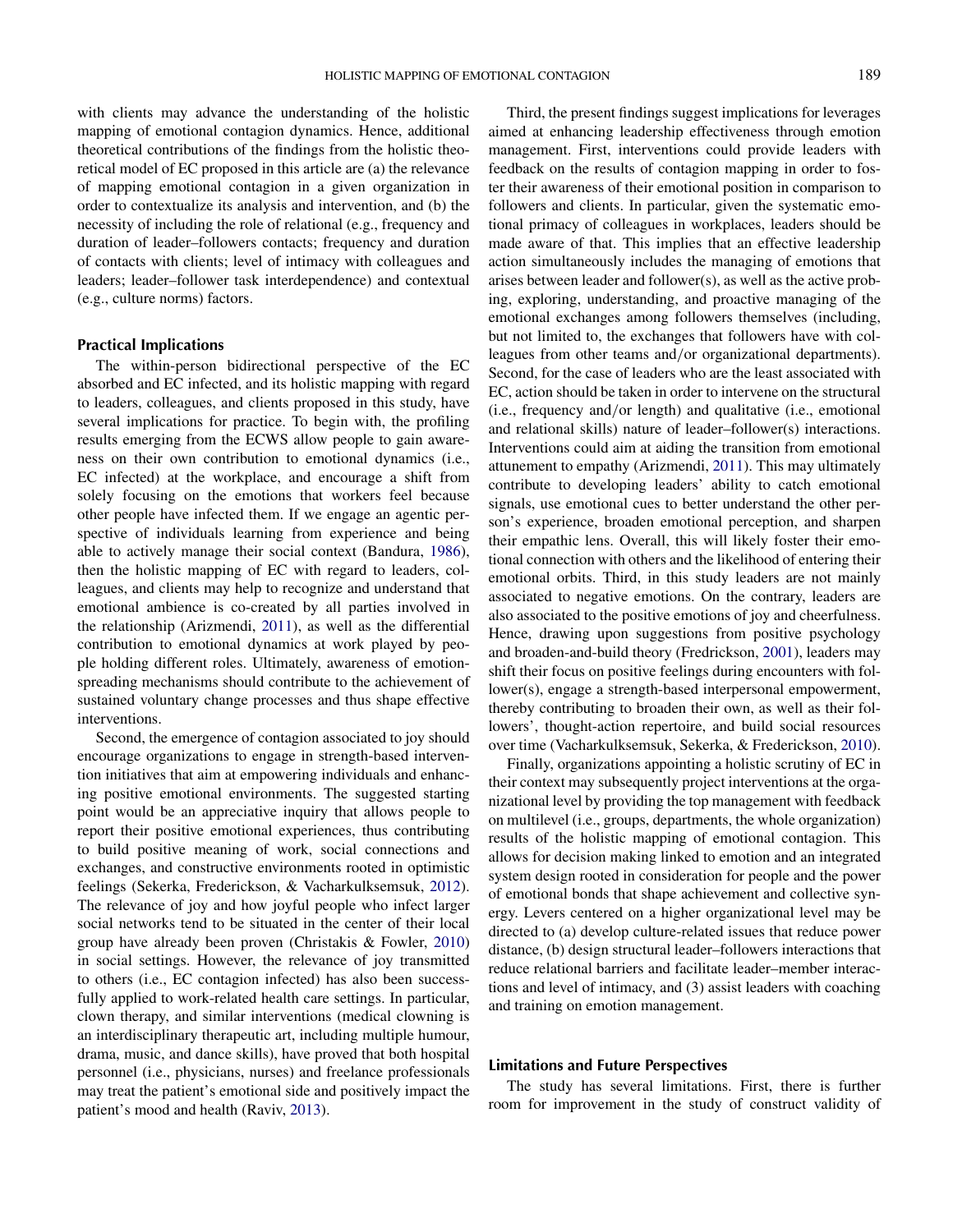with clients may advance the understanding of the holistic mapping of emotional contagion dynamics. Hence, additional theoretical contributions of the findings from the holistic theoretical model of EC proposed in this article are (a) the relevance of mapping emotional contagion in a given organization in order to contextualize its analysis and intervention, and (b) the necessity of including the role of relational (e.g., frequency and duration of leader–followers contacts; frequency and duration of contacts with clients; level of intimacy with colleagues and leaders; leader–follower task interdependence) and contextual (e.g., culture norms) factors.

### Practical Implications

The within-person bidirectional perspective of the EC absorbed and EC infected, and its holistic mapping with regard to leaders, colleagues, and clients proposed in this study, have several implications for practice. To begin with, the profiling results emerging from the ECWS allow people to gain awareness on their own contribution to emotional dynamics (i.e., EC infected) at the workplace, and encourage a shift from solely focusing on the emotions that workers feel because other people have infected them. If we engage an agentic perspective of individuals learning from experience and being able to actively manage their social context (Bandura, 1986), then the holistic mapping of EC with regard to leaders, colleagues, and clients may help to recognize and understand that emotional ambience is co-created by all parties involved in the relationship (Arizmendi, 2011), as well as the differential contribution to emotional dynamics at work played by people holding different roles. Ultimately, awareness of emotion-spreading mechanisms should contribute to the achievement of sustained voluntary change processes and thus shape effective interventions.

Second, the emergence of contagion associated to joy should encourage organizations to engage in strength-based intervention initiatives that aim at empowering individuals and enhancing positive emotional environments. The suggested starting point would be an appreciative inquiry that allows people to report their positive emotional experiences, thus contributing to build positive meaning of work, social connections and exchanges, and constructive environments rooted in optimistic feelings (Sekerka, Frederickson, & Vacharkulksemsuk, 2012). The relevance of joy and how joyful people who infect larger social networks tend to be situated in the center of their local group have already been proven (Christakis & Fowler, 2010) in social settings. However, the relevance of joy transmitted to others (i.e., EC contagion infected) has also been successfully applied to work-related health care settings. In particular, clown therapy, and similar interventions (medical clowning is an interdisciplinary therapeutic art, including multiple humour, drama, music, and dance skills), have proved that both hospital personnel (i.e., physicians, nurses) and freelance professionals may treat the patient's emotional side and positively impact the patient's mood and health (Raviv, 2013).

Third, the present findings suggest implications for leverages aimed at enhancing leadership effectiveness through emotion management. First, interventions could provide leaders with feedback on the results of contagion mapping in order to foster their awareness of their emotional position in comparison to followers and clients. In particular, given the systematic emotional primacy of colleagues in workplaces, leaders should be made aware of that. This implies that an effective leadership action simultaneously includes the managing of emotions that arises between leader and follower(s), as well as the active probing, exploring, understanding, and proactive managing of the emotional exchanges among followers themselves (including, but not limited to, the exchanges that followers have with colleagues from other teams and/or organizational departments). Second, for the case of leaders who are the least associated with EC, action should be taken in order to intervene on the structural (i.e., frequency and/or length) and qualitative (i.e., emotional and relational skills) nature of leader–follower(s) interactions. Interventions could aim at aiding the transition from emotional attunement to empathy (Arizmendi, 2011). This may ultimately contribute to developing leaders' ability to catch emotional signals, use emotional cues to better understand the other person's experience, broaden emotional perception, and sharpen their empathic lens. Overall, this will likely foster their emotional connection with others and the likelihood of entering their emotional orbits. Third, in this study leaders are not mainly associated to negative emotions. On the contrary, leaders are also associated to the positive emotions of joy and cheerfulness. Hence, drawing upon suggestions from positive psychology and broaden-and-build theory (Fredrickson, 2001), leaders may shift their focus on positive feelings during encounters with follower(s), engage a strength-based interpersonal empowerment, thereby contributing to broaden their own, as well as their followers', thought-action repertoire, and build social resources over time (Vacharkulksemsuk, Sekerka, & Frederickson, 2010).

Finally, organizations appointing a holistic scrutiny of EC in their context may subsequently project interventions at the organizational level by providing the top management with feedback on multilevel (i.e., groups, departments, the whole organization) results of the holistic mapping of emotional contagion. This allows for decision making linked to emotion and an integrated system design rooted in consideration for people and the power of emotional bonds that shape achievement and collective synergy. Levers centered on a higher organizational level may be directed to (a) develop culture-related issues that reduce power distance, (b) design structural leader–followers interactions that reduce relational barriers and facilitate leader–member interactions and level of intimacy, and (3) assist leaders with coaching and training on emotion management.

### Limitations and Future Perspectives

The study has several limitations. First, there is further room for improvement in the study of construct validity of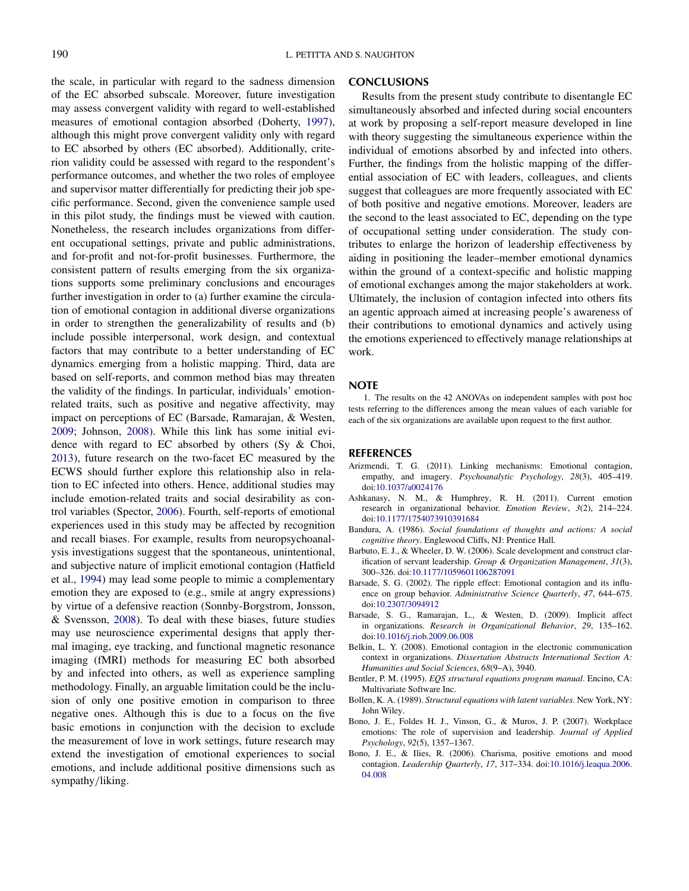the scale, in particular with regard to the sadness dimension of the EC absorbed subscale. Moreover, future investigation may assess convergent validity with regard to well-established measures of emotional contagion absorbed (Doherty, 1997), although this might prove convergent validity only with regard to EC absorbed by others (EC absorbed). Additionally, criterion validity could be assessed with regard to the respondent's performance outcomes, and whether the two roles of employee and supervisor matter differentially for predicting their job specific performance. Second, given the convenience sample used in this pilot study, the findings must be viewed with caution. Nonetheless, the research includes organizations from different occupational settings, private and public administrations, and for-profit and not-for-profit businesses. Furthermore, the consistent pattern of results emerging from the six organizations supports some preliminary conclusions and encourages further investigation in order to (a) further examine the circulation of emotional contagion in additional diverse organizations in order to strengthen the generalizability of results and (b) include possible interpersonal, work design, and contextual factors that may contribute to a better understanding of EC dynamics emerging from a holistic mapping. Third, data are based on self-reports, and common method bias may threaten the validity of the findings. In particular, individuals' emotion-related traits, such as positive and negative affectivity, may impact on perceptions of EC (Barsade, Ramarajan, & Westen, 2009; Johnson, 2008). While this link has some initial evidence with regard to EC absorbed by others (Sy & Choi, 2013), future research on the two-facet EC measured by the ECWS should further explore this relationship also in relation to EC infected into others. Hence, additional studies may include emotion-related traits and social desirability as control variables (Spector, 2006). Fourth, self-reports of emotional experiences used in this study may be affected by recognition and recall biases. For example, results from neuropsychoanalysis investigations suggest that the spontaneous, unintentional, and subjective nature of implicit emotional contagion (Hatfield et al., 1994) may lead some people to mimic a complementary emotion they are exposed to (e.g., smile at angry expressions) by virtue of a defensive reaction (Sonnby-Borgstrom, Jonsson, & Svensson, 2008). To deal with these biases, future studies may use neuroscience experimental designs that apply thermal imaging, eye tracking, and functional magnetic resonance imaging (fMRI) methods for measuring EC both absorbed by and infected into others, as well as experience sampling methodology. Finally, an arguable limitation could be the inclusion of only one positive emotion in comparison to three negative ones. Although this is due to a focus on the five basic emotions in conjunction with the decision to exclude the measurement of love in work settings, future research may extend the investigation of emotional experiences to social emotions, and include additional positive dimensions such as sympathy/liking.

## CONCLUSIONS

Results from the present study contribute to disentangle EC simultaneously absorbed and infected during social encounters at work by proposing a self-report measure developed in line with theory suggesting the simultaneous experience within the individual of emotions absorbed by and infected into others. Further, the findings from the holistic mapping of the differential association of EC with leaders, colleagues, and clients suggest that colleagues are more frequently associated with EC of both positive and negative emotions. Moreover, leaders are the second to the least associated to EC, depending on the type of occupational setting under consideration. The study contributes to enlarge the horizon of leadership effectiveness by aiding in positioning the leader–member emotional dynamics within the ground of a context-specific and holistic mapping of emotional exchanges among the major stakeholders at work. Ultimately, the inclusion of contagion infected into others fits an agentic approach aimed at increasing people's awareness of their contributions to emotional dynamics and actively using the emotions experienced to effectively manage relationships at work.

## NOTE

1. The results on the 42 ANOVAs on independent samples with post hoc tests referring to the differences among the mean values of each variable for each of the six organizations are available upon request to the first author.

## REFERENCES

Arizmendi, T. G. (2011). Linking mechanisms: Emotional contagion, empathy, and imagery. *Psychoanalytic Psychology*, *28*(3), 405–419. doi:10.1037/a0024176

Ashkanasy, N. M., & Humphrey, R. H. (2011). Current emotion research in organizational behavior. *Emotion Review*, *3*(2), 214–224. doi:10.1177/1754073910391684

Bandura, A. (1986). *Social foundations of thoughts and actions: A social cognitive theory*. Englewood Cliffs, NJ: Prentice Hall.

Barbuto, E. J., & Wheeler, D. W. (2006). Scale development and construct clarification of servant leadership. *Group & Organization Management*, *31*(3), 300–326. doi:10.1177/1059601106287091

Barsade, S. G. (2002). The ripple effect: Emotional contagion and its influence on group behavior. *Administrative Science Quarterly*, *47*, 644–675. doi:10.2307/3094912

Barsade, S. G., Ramarajan, L., & Westen, D. (2009). Implicit affect in organizations. *Research in Organizational Behavior*, *29*, 135–162. doi:10.1016/j.riob.2009.06.008

Belkin, L. Y. (2008). Emotional contagion in the electronic communication context in organizations. *Dissertation Abstracts International Section A: Humanities and Social Sciences*, *68*(9–A), 3940.

Bentler, P. M. (1995). *EQS structural equations program manual*. Encino, CA: Multivariate Software Inc.

Bollen, K. A. (1989). *Structural equations with latent variables*. New York, NY: John Wiley.

Bono, J. E., Foldes H. J., Vinson, G., & Muros, J. P. (2007). Workplace emotions: The role of supervision and leadership. *Journal of Applied Psychology*, *92*(5), 1357–1367.

Bono, J. E., & Ilies, R. (2006). Charisma, positive emotions and mood contagion. *Leadership Quarterly*, *17*, 317–334. doi:10.1016/j.leaqua.2006.04.008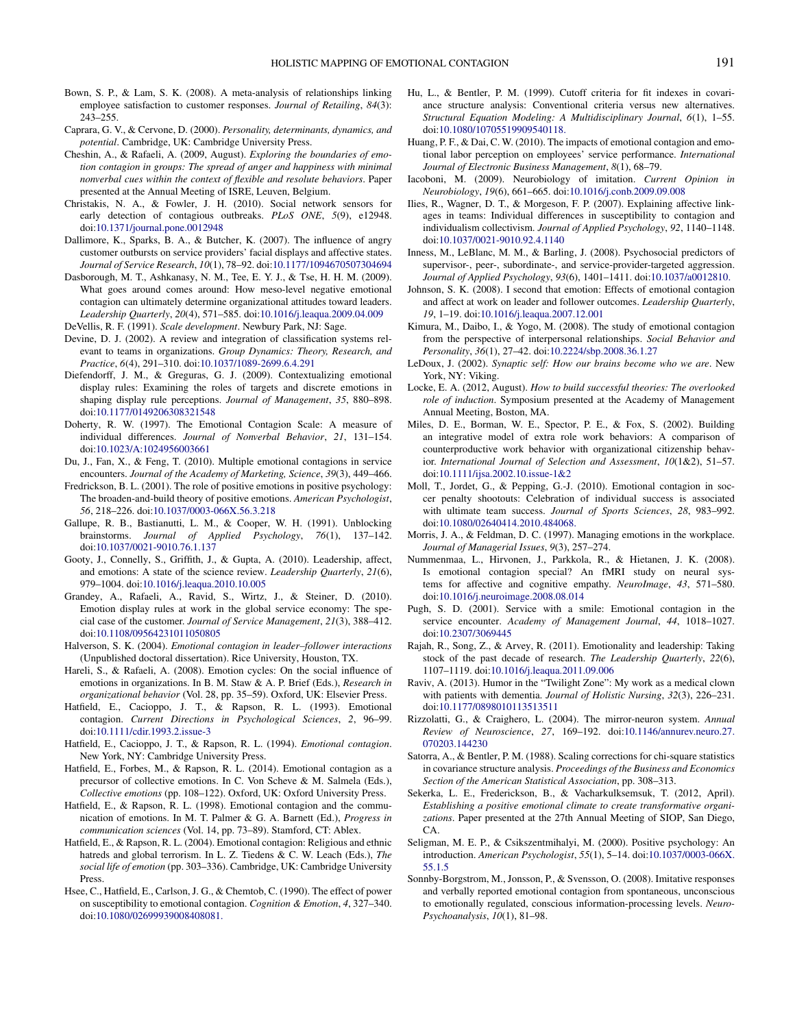Bown, S. P., & Lam, S. K. (2008). A meta-analysis of relationships linking employee satisfaction to customer responses. *Journal of Retailing*, *84*(3): 243–255.

Caprara, G. V., & Cervone, D. (2000). *Personality, determinants, dynamics, and potential*. Cambridge, UK: Cambridge University Press.

Cheshin, A., & Rafaeli, A. (2009, August). *Exploring the boundaries of emotion contagion in groups: The spread of anger and happiness with minimal nonverbal cues within the context of flexible and resolute behaviors*. Paper presented at the Annual Meeting of ISRE, Leuven, Belgium.

Christakis, N. A., & Fowler, J. H. (2010). Social network sensors for early detection of contagious outbreaks. *PLoS ONE*, *5*(9), e12948. doi:10.1371/journal.pone.0012948

Dallimore, K., Sparks, B. A., & Butcher, K. (2007). The influence of angry customer outbursts on service providers' facial displays and affective states. *Journal of Service Research*, *10*(1), 78–92. doi:10.1177/1094670507304694

Dasborough, M. T., Ashkanasy, N. M., Tee, E. Y. J., & Tse, H. H. M. (2009). What goes around comes around: How meso-level negative emotional contagion can ultimately determine organizational attitudes toward leaders. *Leadership Quarterly*, *20*(4), 571–585. doi:10.1016/j.leaqua.2009.04.009

DeVellis, R. F. (1991). *Scale development*. Newbury Park, NJ: Sage.

Devine, D. J. (2002). A review and integration of classification systems relevant to teams in organizations. *Group Dynamics: Theory, Research, and Practice*, *6*(4), 291–310. doi:10.1037/1089-2699.6.4.291

Diefendorff, J. M., & Greguras, G. J. (2009). Contextualizing emotional display rules: Examining the roles of targets and discrete emotions in shaping display rule perceptions. *Journal of Management*, *35*, 880–898. doi:10.1177/0149206308321548

Doherty, R. W. (1997). The Emotional Contagion Scale: A measure of individual differences. *Journal of Nonverbal Behavior*, *21*, 131–154. doi:10.1023/A:1024956003661

Du, J., Fan, X., & Feng, T. (2010). Multiple emotional contagions in service encounters. *Journal of the Academy of Marketing, Science*, *39*(3), 449–466.

Fredrickson, B. L. (2001). The role of positive emotions in positive psychology: The broaden-and-build theory of positive emotions. *American Psychologist*, *56*, 218–226. doi:10.1037/0003-066X.56.3.218

Gallupe, R. B., Bastianutti, L. M., & Cooper, W. H. (1991). Unblocking brainstorms. *Journal of Applied Psychology*, *76*(1), 137–142. doi:10.1037/0021-9010.76.1.137

Gooty, J., Connelly, S., Griffith, J., & Gupta, A. (2010). Leadership, affect, and emotions: A state of the science review. *Leadership Quarterly*, *21*(6), 979–1004. doi:10.1016/j.leaqua.2010.10.005

Grandey, A., Rafaeli, A., Ravid, S., Wirtz, J., & Steiner, D. (2010). Emotion display rules at work in the global service economy: The special case of the customer. *Journal of Service Management*, *21*(3), 388–412. doi:10.1108/09564231011050805

Halverson, S. K. (2004). *Emotional contagion in leader–follower interactions* (Unpublished doctoral dissertation). Rice University, Houston, TX.

Hareli, S., & Rafaeli, A. (2008). Emotion cycles: On the social influence of emotions in organizations. In B. M. Staw & A. P. Brief (Eds.), *Research in organizational behavior* (Vol. 28, pp. 35–59). Oxford, UK: Elsevier Press.

Hatfield, E., Cacioppo, J. T., & Rapson, R. L. (1993). Emotional contagion. *Current Directions in Psychological Sciences*, *2*, 96–99. doi:10.1111/cdir.1993.2.issue-3

Hatfield, E., Cacioppo, J. T., & Rapson, R. L. (1994). *Emotional contagion*. New York, NY: Cambridge University Press.

Hatfield, E., Forbes, M., & Rapson, R. L. (2014). Emotional contagion as a precursor of collective emotions. In C. Von Scheve & M. Salmela (Eds.), *Collective emotions* (pp. 108–122). Oxford, UK: Oxford University Press.

Hatfield, E., & Rapson, R. L. (1998). Emotional contagion and the communication of emotions. In M. T. Palmer & G. A. Barnett (Ed.), *Progress in communication sciences* (Vol. 14, pp. 73–89). Stamford, CT: Ablex.

Hatfield, E., & Rapson, R. L. (2004). Emotional contagion: Religious and ethnic hatreds and global terrorism. In L. Z. Tiedens & C. W. Leach (Eds.), *The social life of emotion* (pp. 303–336). Cambridge, UK: Cambridge University Press.

Hsee, C., Hatfield, E., Carlson, J. G., & Chemtob, C. (1990). The effect of power on susceptibility to emotional contagion. *Cognition & Emotion*, *4*, 327–340. doi:10.1080/02699939008408081.

Hu, L., & Bentler, P. M. (1999). Cutoff criteria for fit indexes in covariance structure analysis: Conventional criteria versus new alternatives. *Structural Equation Modeling: A Multidisciplinary Journal*, *6*(1), 1–55. doi:10.1080/10705519909540118.

Huang, P. F., & Dai, C. W. (2010). The impacts of emotional contagion and emotional labor perception on employees' service performance. *International Journal of Electronic Business Management*, *8*(1), 68–79.

Iacoboni, M. (2009). Neurobiology of imitation. *Current Opinion in Neurobiology*, *19*(6), 661–665. doi:10.1016/j.conb.2009.09.008

Ilies, R., Wagner, D. T., & Morgeson, F. P. (2007). Explaining affective linkages in teams: Individual differences in susceptibility to contagion and individualism collectivism. *Journal of Applied Psychology*, *92*, 1140–1148. doi:10.1037/0021-9010.92.4.1140

Inness, M., LeBlanc, M. M., & Barling, J. (2008). Psychosocial predictors of supervisor-, peer-, subordinate-, and service-provider-targeted aggression. *Journal of Applied Psychology*, *93*(6), 1401–1411. doi:10.1037/a0012810.

Johnson, S. K. (2008). I second that emotion: Effects of emotional contagion and affect at work on leader and follower outcomes. *Leadership Quarterly*, *19*, 1–19. doi:10.1016/j.leaqua.2007.12.001

Kimura, M., Daibo, I., & Yogo, M. (2008). The study of emotional contagion from the perspective of interpersonal relationships. *Social Behavior and Personality*, *36*(1), 27–42. doi:10.2224/sbp.2008.36.1.27

LeDoux, J. (2002). *Synaptic self: How our brains become who we are*. New York, NY: Viking.

Locke, E. A. (2012, August). *How to build successful theories: The overlooked role of induction*. Symposium presented at the Academy of Management Annual Meeting, Boston, MA.

Miles, D. E., Borman, W. E., Spector, P. E., & Fox, S. (2002). Building an integrative model of extra role work behaviors: A comparison of counterproductive work behavior with organizational citizenship behavior. *International Journal of Selection and Assessment*, *10*(1&2), 51–57. doi:10.1111/ijsa.2002.10.issue-1&2

Moll, T., Jordet, G., & Pepping, G.-J. (2010). Emotional contagion in soccer penalty shootouts: Celebration of individual success is associated with ultimate team success. *Journal of Sports Sciences*, *28*, 983–992. doi:10.1080/02640414.2010.484068.

Morris, J. A., & Feldman, D. C. (1997). Managing emotions in the workplace. *Journal of Managerial Issues*, *9*(3), 257–274.

Nummenmaa, L., Hirvonen, J., Parkkola, R., & Hietanen, J. K. (2008). Is emotional contagion special? An fMRI study on neural systems for affective and cognitive empathy. *NeuroImage*, *43*, 571–580. doi:10.1016/j.neuroimage.2008.08.014

Pugh, S. D. (2001). Service with a smile: Emotional contagion in the service encounter. *Academy of Management Journal*, *44*, 1018–1027. doi:10.2307/3069445

Rajah, R., Song, Z., & Arvey, R. (2011). Emotionality and leadership: Taking stock of the past decade of research. *The Leadership Quarterly*, *22*(6), 1107–1119. doi:10.1016/j.leaqua.2011.09.006

Raviv, A. (2013). Humor in the "Twilight Zone": My work as a medical clown with patients with dementia. *Journal of Holistic Nursing*, *32*(3), 226–231. doi:10.1177/0898010113513511

Rizzolatti, G., & Craighero, L. (2004). The mirror-neuron system. *Annual Review of Neuroscience*, *27*, 169–192. doi:10.1146/annurev.neuro.27.070203.144230

Satorra, A., & Bentler, P. M. (1988). Scaling corrections for chi-square statistics in covariance structure analysis. *Proceedings of the Business and Economics Section of the American Statistical Association*, pp. 308–313.

Sekerka, L. E., Frederickson, B., & Vacharkulksemsuk, T. (2012, April). *Establishing a positive emotional climate to create transformative organizations*. Paper presented at the 27th Annual Meeting of SIOP, San Diego, CA.

Seligman, M. E. P., & Csikszentmihalyi, M. (2000). Positive psychology: An introduction. *American Psychologist*, *55*(1), 5–14. doi:10.1037/0003-066X.55.1.5

Sonnby-Borgstrom, M., Jonsson, P., & Svensson, O. (2008). Imitative responses and verbally reported emotional contagion from spontaneous, unconscious to emotionally regulated, conscious information-processing levels. *Neuro-Psychoanalysis*, *10*(1), 81–98.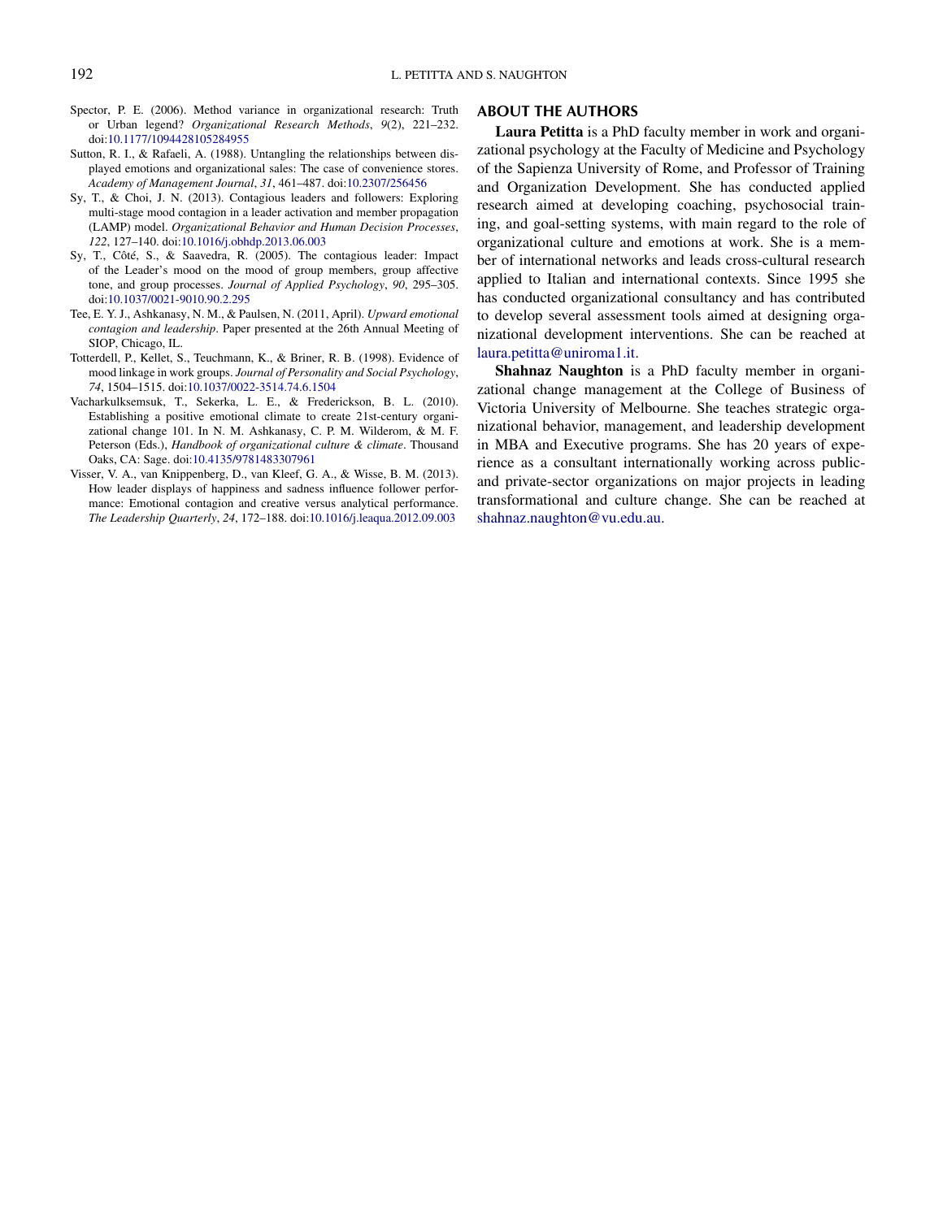Spector, P. E. (2006). Method variance in organizational research: Truth or Urban legend? *Organizational Research Methods*, *9*(2), 221–232. doi:10.1177/1094428105284955

Sutton, R. I., & Rafaeli, A. (1988). Untangling the relationships between displayed emotions and organizational sales: The case of convenience stores. *Academy of Management Journal*, *31*, 461–487. doi:10.2307/256456

Sy, T., & Choi, J. N. (2013). Contagious leaders and followers: Exploring multi-stage mood contagion in a leader activation and member propagation (LAMP) model. *Organizational Behavior and Human Decision Processes*, *122*, 127–140. doi:10.1016/j.obhdp.2013.06.003

Sy, T., Côté, S., & Saavedra, R. (2005). The contagious leader: Impact of the Leader's mood on the mood of group members, group affective tone, and group processes. *Journal of Applied Psychology*, *90*, 295–305. doi:10.1037/0021-9010.90.2.295

Tee, E. Y. J., Ashkanasy, N. M., & Paulsen, N. (2011, April). *Upward emotional contagion and leadership*. Paper presented at the 26th Annual Meeting of SIOP, Chicago, IL.

Totterdell, P., Kellet, S., Teuchmann, K., & Briner, R. B. (1998). Evidence of mood linkage in work groups. *Journal of Personality and Social Psychology*, *74*, 1504–1515. doi:10.1037/0022-3514.74.6.1504

Vacharkulksemsuk, T., Sekerka, L. E., & Frederickson, B. L. (2010). Establishing a positive emotional climate to create 21st-century organizational change 101. In N. M. Ashkanasy, C. P. M. Wilderom, & M. F. Peterson (Eds.), *Handbook of organizational culture & climate*. Thousand Oaks, CA: Sage. doi:10.4135/9781483307961

Visser, V. A., van Knippenberg, D., van Kleef, G. A., & Wisse, B. M. (2013). How leader displays of happiness and sadness influence follower performance: Emotional contagion and creative versus analytical performance. *The Leadership Quarterly*, *24*, 172–188. doi:10.1016/j.leaqua.2012.09.003

## ABOUT THE AUTHORS

**Laura Petitta** is a PhD faculty member in work and organizational psychology at the Faculty of Medicine and Psychology of the Sapienza University of Rome, and Professor of Training and Organization Development. She has conducted applied research aimed at developing coaching, psychosocial training, and goal-setting systems, with main regard to the role of organizational culture and emotions at work. She is a member of international networks and leads cross-cultural research applied to Italian and international contexts. Since 1995 she has conducted organizational consultancy and has contributed to develop several assessment tools aimed at designing organizational development interventions. She can be reached at laura.petitta@uniroma1.it.

**Shahnaz Naughton** is a PhD faculty member in organizational change management at the College of Business of Victoria University of Melbourne. She teaches strategic organizational behavior, management, and leadership development in MBA and Executive programs. She has 20 years of experience as a consultant internationally working across public- and private-sector organizations on major projects in leading transformational and culture change. She can be reached at shahnaz.naughton@vu.edu.au.